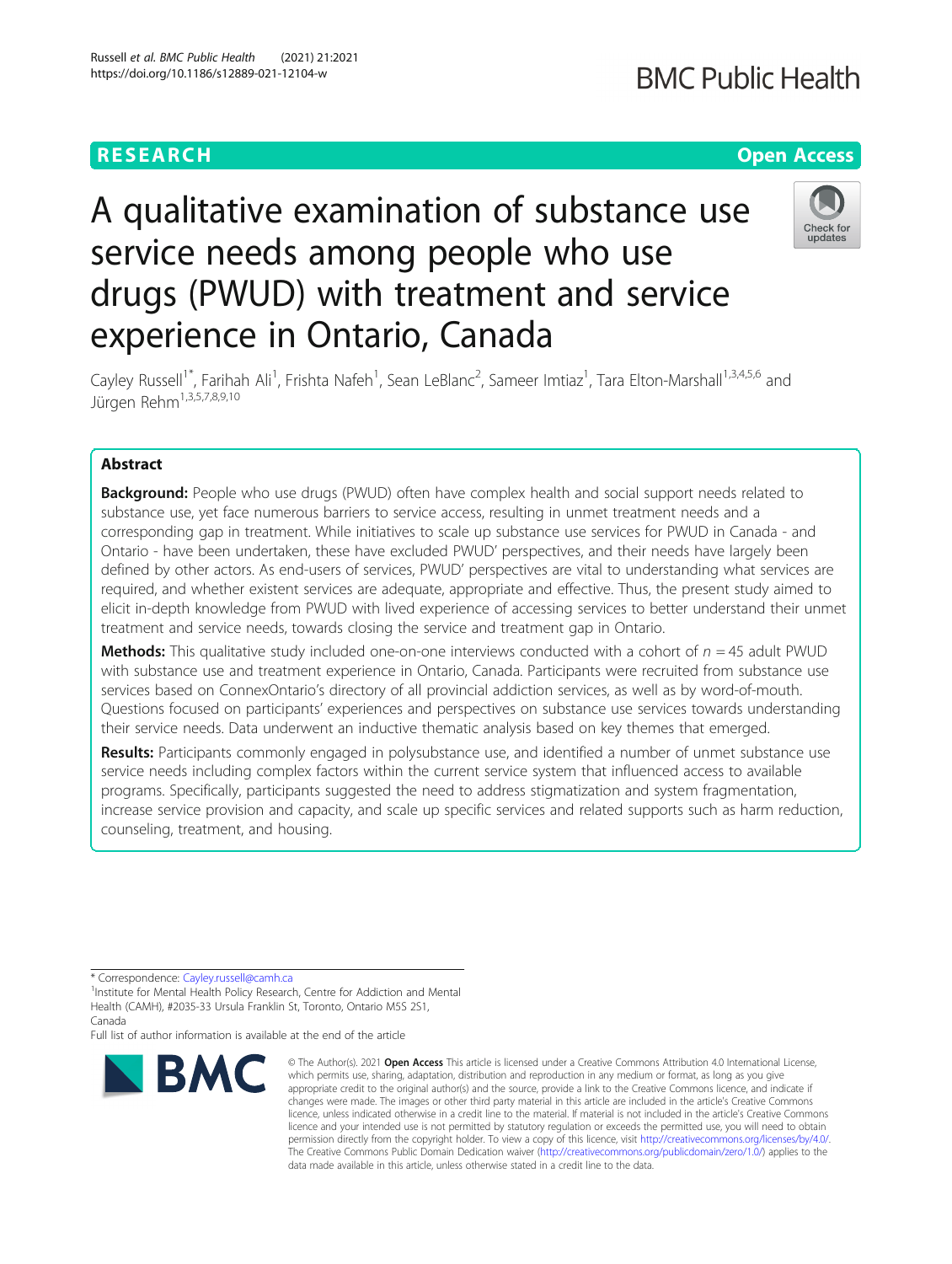# A qualitative examination of substance use service needs among people who use drugs (PWUD) with treatment and service experience in Ontario, Canada

Cayley Russell[1*], Farihah Ali[1], Frishta Nafeh[1], Sean LeBlanc[2], Sameer Imtiaz[1], Tara Elton-Marshall[1,3,4,5,6] and Jürgen Rehm[1,3,5,7,8,9,10]

## Abstract

**Background:** People who use drugs (PWUD) often have complex health and social support needs related to substance use, yet face numerous barriers to service access, resulting in unmet treatment needs and a corresponding gap in treatment. While initiatives to scale up substance use services for PWUD in Canada - and Ontario - have been undertaken, these have excluded PWUD' perspectives, and their needs have largely been defined by other actors. As end-users of services, PWUD' perspectives are vital to understanding what services are required, and whether existent services are adequate, appropriate and effective. Thus, the present study aimed to elicit in-depth knowledge from PWUD with lived experience of accessing services to better understand their unmet treatment and service needs, towards closing the service and treatment gap in Ontario.

**Methods:** This qualitative study included one-on-one interviews conducted with a cohort of $n = 45$ adult PWUD with substance use and treatment experience in Ontario, Canada. Participants were recruited from substance use services based on ConnexOntario's directory of all provincial addiction services, as well as by word-of-mouth. Questions focused on participants' experiences and perspectives on substance use services towards understanding their service needs. Data underwent an inductive thematic analysis based on key themes that emerged.

**Results:** Participants commonly engaged in polysubstance use, and identified a number of unmet substance use service needs including complex factors within the current service system that influenced access to available programs. Specifically, participants suggested the need to address stigmatization and system fragmentation, increase service provision and capacity, and scale up specific services and related supports such as harm reduction, counseling, treatment, and housing.

\* Correspondence: Cayley.russell@camh.ca

[1]Institute for Mental Health Policy Research, Centre for Addiction and Mental Health (CAMH), #2035-33 Ursula Franklin St, Toronto, Ontario M5S 2S1, Canada

Full list of author information is available at the end of the article

© The Author(s). 2021 **Open Access** This article is licensed under a Creative Commons Attribution 4.0 International License, which permits use, sharing, adaptation, distribution and reproduction in any medium or format, as long as you give appropriate credit to the original author(s) and the source, provide a link to the Creative Commons licence, and indicate if changes were made. The images or other third party material in this article are included in the article's Creative Commons licence, unless indicated otherwise in a credit line to the material. If material is not included in the article's Creative Commons licence and your intended use is not permitted by statutory regulation or exceeds the permitted use, you will need to obtain permission directly from the copyright holder. To view a copy of this licence, visit http://creativecommons.org/licenses/by/4.0/. The Creative Commons Public Domain Dedication waiver (http://creativecommons.org/publicdomain/zero/1.0/) applies to the data made available in this article, unless otherwise stated in a credit line to the data.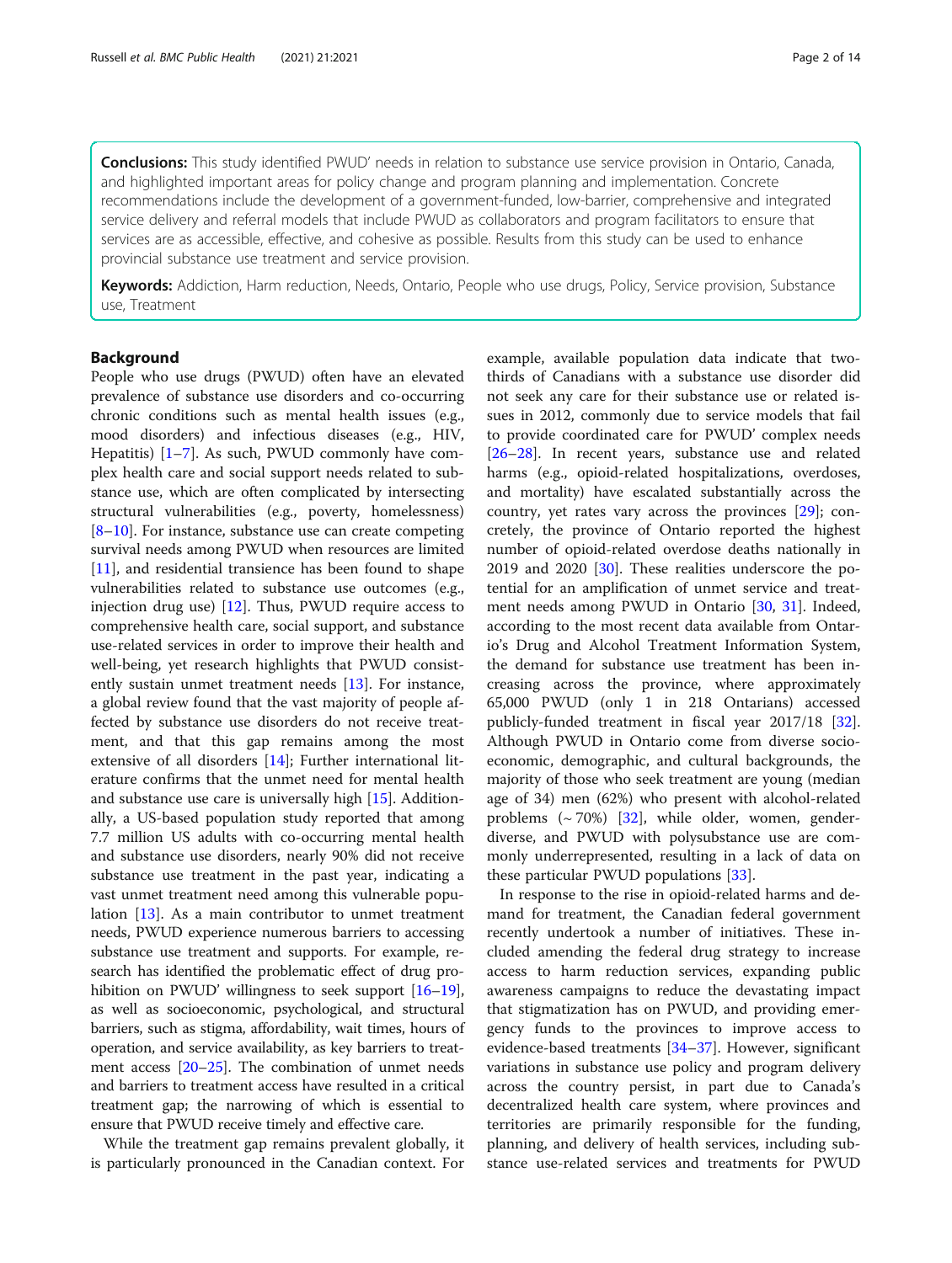**Conclusions:** This study identified PWUD' needs in relation to substance use service provision in Ontario, Canada, and highlighted important areas for policy change and program planning and implementation. Concrete recommendations include the development of a government-funded, low-barrier, comprehensive and integrated service delivery and referral models that include PWUD as collaborators and program facilitators to ensure that services are as accessible, effective, and cohesive as possible. Results from this study can be used to enhance provincial substance use treatment and service provision.

**Keywords:** Addiction, Harm reduction, Needs, Ontario, People who use drugs, Policy, Service provision, Substance use, Treatment

## Background

People who use drugs (PWUD) often have an elevated prevalence of substance use disorders and co-occurring chronic conditions such as mental health issues (e.g., mood disorders) and infectious diseases (e.g., HIV, Hepatitis) [1–7]. As such, PWUD commonly have complex health care and social support needs related to substance use, which are often complicated by intersecting structural vulnerabilities (e.g., poverty, homelessness) [8–10]. For instance, substance use can create competing survival needs among PWUD when resources are limited [11], and residential transience has been found to shape vulnerabilities related to substance use outcomes (e.g., injection drug use) [12]. Thus, PWUD require access to comprehensive health care, social support, and substance use-related services in order to improve their health and well-being, yet research highlights that PWUD consistently sustain unmet treatment needs [13]. For instance, a global review found that the vast majority of people affected by substance use disorders do not receive treatment, and that this gap remains among the most extensive of all disorders [14]; Further international literature confirms that the unmet need for mental health and substance use care is universally high [15]. Additionally, a US-based population study reported that among 7.7 million US adults with co-occurring mental health and substance use disorders, nearly 90% did not receive substance use treatment in the past year, indicating a vast unmet treatment need among this vulnerable population [13]. As a main contributor to unmet treatment needs, PWUD experience numerous barriers to accessing substance use treatment and supports. For example, research has identified the problematic effect of drug prohibition on PWUD' willingness to seek support [16–19], as well as socioeconomic, psychological, and structural barriers, such as stigma, affordability, wait times, hours of operation, and service availability, as key barriers to treatment access [20–25]. The combination of unmet needs and barriers to treatment access have resulted in a critical treatment gap; the narrowing of which is essential to ensure that PWUD receive timely and effective care.

While the treatment gap remains prevalent globally, it is particularly pronounced in the Canadian context. For example, available population data indicate that two-thirds of Canadians with a substance use disorder did not seek any care for their substance use or related issues in 2012, commonly due to service models that fail to provide coordinated care for PWUD' complex needs [26–28]. In recent years, substance use and related harms (e.g., opioid-related hospitalizations, overdoses, and mortality) have escalated substantially across the country, yet rates vary across the provinces [29]; concretely, the province of Ontario reported the highest number of opioid-related overdose deaths nationally in 2019 and 2020 [30]. These realities underscore the potential for an amplification of unmet service and treatment needs among PWUD in Ontario [30, 31]. Indeed, according to the most recent data available from Ontario's Drug and Alcohol Treatment Information System, the demand for substance use treatment has been increasing across the province, where approximately 65,000 PWUD (only 1 in 218 Ontarians) accessed publicly-funded treatment in fiscal year 2017/18 [32]. Although PWUD in Ontario come from diverse socioeconomic, demographic, and cultural backgrounds, the majority of those who seek treatment are young (median age of 34) men (62%) who present with alcohol-related problems (~ 70%) [32], while older, women, gender-diverse, and PWUD with polysubstance use are commonly underrepresented, resulting in a lack of data on these particular PWUD populations [33].

In response to the rise in opioid-related harms and demand for treatment, the Canadian federal government recently undertook a number of initiatives. These included amending the federal drug strategy to increase access to harm reduction services, expanding public awareness campaigns to reduce the devastating impact that stigmatization has on PWUD, and providing emergency funds to the provinces to improve access to evidence-based treatments [34–37]. However, significant variations in substance use policy and program delivery across the country persist, in part due to Canada's decentralized health care system, where provinces and territories are primarily responsible for the funding, planning, and delivery of health services, including substance use-related services and treatments for PWUD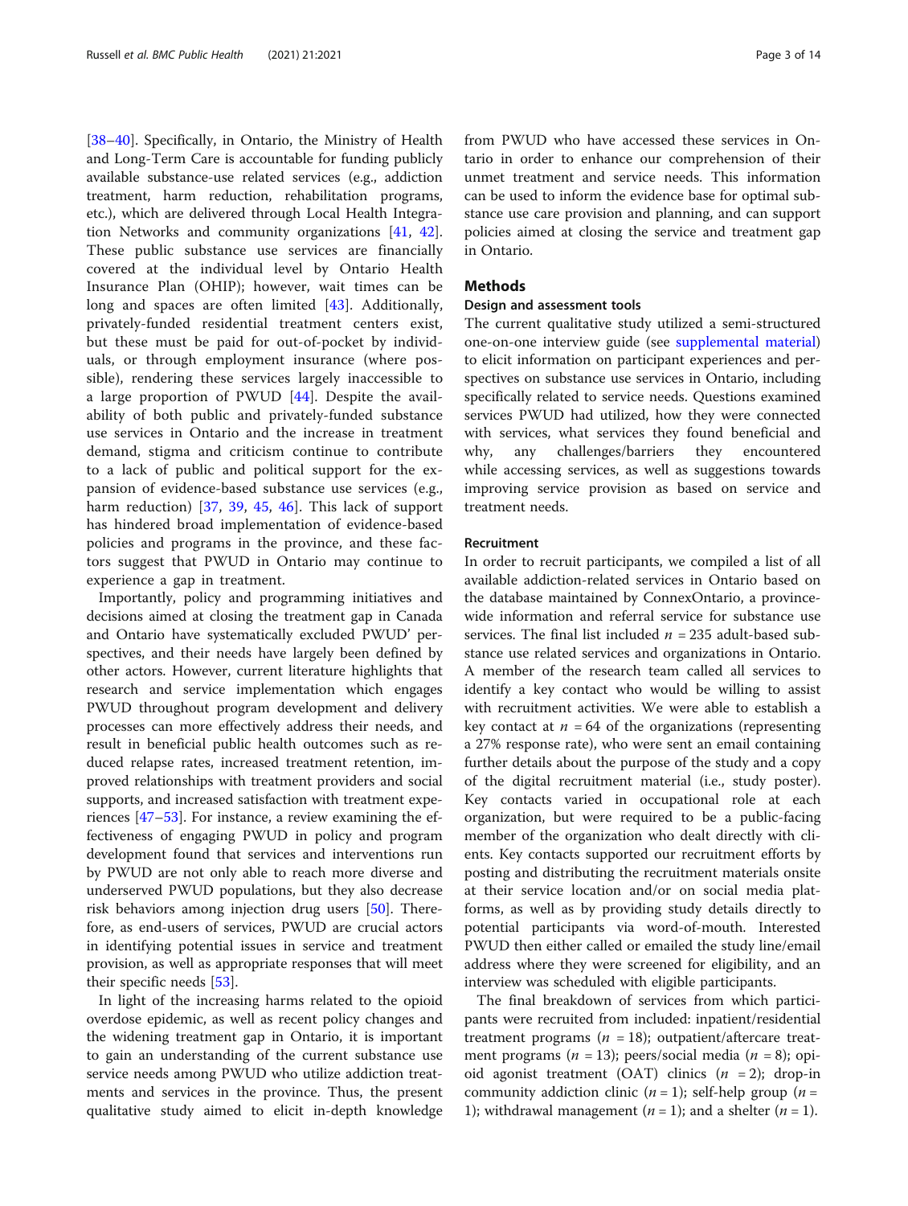[38–40]. Specifically, in Ontario, the Ministry of Health and Long-Term Care is accountable for funding publicly available substance-use related services (e.g., addiction treatment, harm reduction, rehabilitation programs, etc.), which are delivered through Local Health Integration Networks and community organizations [41, 42]. These public substance use services are financially covered at the individual level by Ontario Health Insurance Plan (OHIP); however, wait times can be long and spaces are often limited [43]. Additionally, privately-funded residential treatment centers exist, but these must be paid for out-of-pocket by individuals, or through employment insurance (where possible), rendering these services largely inaccessible to a large proportion of PWUD [44]. Despite the availability of both public and privately-funded substance use services in Ontario and the increase in treatment demand, stigma and criticism continue to contribute to a lack of public and political support for the expansion of evidence-based substance use services (e.g., harm reduction) [37, 39, 45, 46]. This lack of support has hindered broad implementation of evidence-based policies and programs in the province, and these factors suggest that PWUD in Ontario may continue to experience a gap in treatment.

Importantly, policy and programming initiatives and decisions aimed at closing the treatment gap in Canada and Ontario have systematically excluded PWUD' perspectives, and their needs have largely been defined by other actors. However, current literature highlights that research and service implementation which engages PWUD throughout program development and delivery processes can more effectively address their needs, and result in beneficial public health outcomes such as reduced relapse rates, increased treatment retention, improved relationships with treatment providers and social supports, and increased satisfaction with treatment experiences [47–53]. For instance, a review examining the effectiveness of engaging PWUD in policy and program development found that services and interventions run by PWUD are not only able to reach more diverse and underserved PWUD populations, but they also decrease risk behaviors among injection drug users [50]. Therefore, as end-users of services, PWUD are crucial actors in identifying potential issues in service and treatment provision, as well as appropriate responses that will meet their specific needs [53].

In light of the increasing harms related to the opioid overdose epidemic, as well as recent policy changes and the widening treatment gap in Ontario, it is important to gain an understanding of the current substance use service needs among PWUD who utilize addiction treatments and services in the province. Thus, the present qualitative study aimed to elicit in-depth knowledge from PWUD who have accessed these services in Ontario in order to enhance our comprehension of their unmet treatment and service needs. This information can be used to inform the evidence base for optimal substance use care provision and planning, and can support policies aimed at closing the service and treatment gap in Ontario.

## Methods

### Design and assessment tools

The current qualitative study utilized a semi-structured one-on-one interview guide (see supplemental material) to elicit information on participant experiences and perspectives on substance use services in Ontario, including specifically related to service needs. Questions examined services PWUD had utilized, how they were connected with services, what services they found beneficial and why, any challenges/barriers they encountered while accessing services, as well as suggestions towards improving service provision as based on service and treatment needs.

### Recruitment

In order to recruit participants, we compiled a list of all available addiction-related services in Ontario based on the database maintained by ConnexOntario, a province-wide information and referral service for substance use services. The final list included $n = 235$ adult-based substance use related services and organizations in Ontario. A member of the research team called all services to identify a key contact who would be willing to assist with recruitment activities. We were able to establish a key contact at $n = 64$ of the organizations (representing a 27% response rate), who were sent an email containing further details about the purpose of the study and a copy of the digital recruitment material (i.e., study poster). Key contacts varied in occupational role at each organization, but were required to be a public-facing member of the organization who dealt directly with clients. Key contacts supported our recruitment efforts by posting and distributing the recruitment materials onsite at their service location and/or on social media platforms, as well as by providing study details directly to potential participants via word-of-mouth. Interested PWUD then either called or emailed the study line/email address where they were screened for eligibility, and an interview was scheduled with eligible participants.

The final breakdown of services from which participants were recruited from included: inpatient/residential treatment programs ($n = 18$); outpatient/aftercare treatment programs ($n = 13$); peers/social media ($n = 8$); opioid agonist treatment (OAT) clinics ($n = 2$); drop-in community addiction clinic ($n = 1$); self-help group ($n = 1$); withdrawal management ($n = 1$); and a shelter ($n = 1$).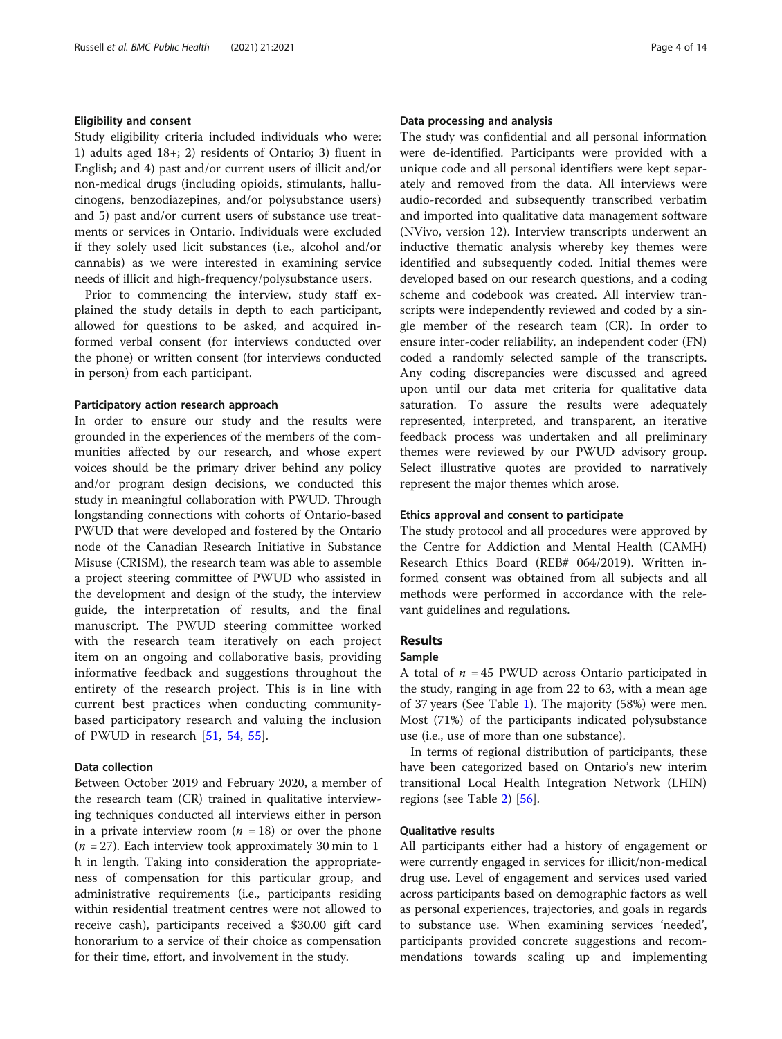#### Eligibility and consent

Study eligibility criteria included individuals who were: 1) adults aged 18+; 2) residents of Ontario; 3) fluent in English; and 4) past and/or current users of illicit and/or non-medical drugs (including opioids, stimulants, hallucinogens, benzodiazepines, and/or polysubstance users) and 5) past and/or current users of substance use treatments or services in Ontario. Individuals were excluded if they solely used licit substances (i.e., alcohol and/or cannabis) as we were interested in examining service needs of illicit and high-frequency/polysubstance users.

Prior to commencing the interview, study staff explained the study details in depth to each participant, allowed for questions to be asked, and acquired informed verbal consent (for interviews conducted over the phone) or written consent (for interviews conducted in person) from each participant.

#### Participatory action research approach

In order to ensure our study and the results were grounded in the experiences of the members of the communities affected by our research, and whose expert voices should be the primary driver behind any policy and/or program design decisions, we conducted this study in meaningful collaboration with PWUD. Through longstanding connections with cohorts of Ontario-based PWUD that were developed and fostered by the Ontario node of the Canadian Research Initiative in Substance Misuse (CRISM), the research team was able to assemble a project steering committee of PWUD who assisted in the development and design of the study, the interview guide, the interpretation of results, and the final manuscript. The PWUD steering committee worked with the research team iteratively on each project item on an ongoing and collaborative basis, providing informative feedback and suggestions throughout the entirety of the research project. This is in line with current best practices when conducting community-based participatory research and valuing the inclusion of PWUD in research [51, 54, 55].

#### Data collection

Between October 2019 and February 2020, a member of the research team (CR) trained in qualitative interviewing techniques conducted all interviews either in person in a private interview room ($n$ = 18) or over the phone ($n$ = 27). Each interview took approximately 30 min to 1 h in length. Taking into consideration the appropriateness of compensation for this particular group, and administrative requirements (i.e., participants residing within residential treatment centres were not allowed to receive cash), participants received a $30.00 gift card honorarium to a service of their choice as compensation for their time, effort, and involvement in the study.

#### Data processing and analysis

The study was confidential and all personal information were de-identified. Participants were provided with a unique code and all personal identifiers were kept separately and removed from the data. All interviews were audio-recorded and subsequently transcribed verbatim and imported into qualitative data management software (NVivo, version 12). Interview transcripts underwent an inductive thematic analysis whereby key themes were identified and subsequently coded. Initial themes were developed based on our research questions, and a coding scheme and codebook was created. All interview transcripts were independently reviewed and coded by a single member of the research team (CR). In order to ensure inter-coder reliability, an independent coder (FN) coded a randomly selected sample of the transcripts. Any coding discrepancies were discussed and agreed upon until our data met criteria for qualitative data saturation. To assure the results were adequately represented, interpreted, and transparent, an iterative feedback process was undertaken and all preliminary themes were reviewed by our PWUD advisory group. Select illustrative quotes are provided to narratively represent the major themes which arose.

#### Ethics approval and consent to participate

The study protocol and all procedures were approved by the Centre for Addiction and Mental Health (CAMH) Research Ethics Board (REB# 064/2019). Written informed consent was obtained from all subjects and all methods were performed in accordance with the relevant guidelines and regulations.

## Results

### Sample

A total of $n$ = 45 PWUD across Ontario participated in the study, ranging in age from 22 to 63, with a mean age of 37 years (See Table 1). The majority (58%) were men. Most (71%) of the participants indicated polysubstance use (i.e., use of more than one substance).

In terms of regional distribution of participants, these have been categorized based on Ontario's new interim transitional Local Health Integration Network (LHIN) regions (see Table 2) [56].

### Qualitative results

All participants either had a history of engagement or were currently engaged in services for illicit/non-medical drug use. Level of engagement and services used varied across participants based on demographic factors as well as personal experiences, trajectories, and goals in regards to substance use. When examining services 'needed', participants provided concrete suggestions and recommendations towards scaling up and implementing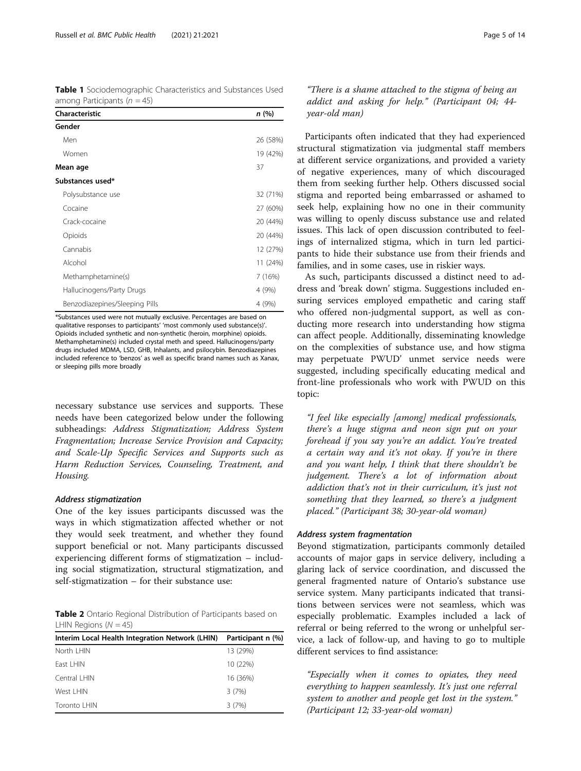**Table 1** Sociodemographic Characteristics and Substances Used among Participants ($n = 45$)

| Characteristic | n (%) |
|---|---|
| **Gender** | |
| Men | 26 (58%) |
| Women | 19 (42%) |
| **Mean age** | 37 |
| **Substances used*** | |
| Polysubstance use | 32 (71%) |
| Cocaine | 27 (60%) |
| Crack-cocaine | 20 (44%) |
| Opioids | 20 (44%) |
| Cannabis | 12 (27%) |
| Alcohol | 11 (24%) |
| Methamphetamine(s) | 7 (16%) |
| Hallucinogens/Party Drugs | 4 (9%) |
| Benzodiazepines/Sleeping Pills | 4 (9%) |

*Substances used were not mutually exclusive. Percentages are based on qualitative responses to participants' 'most commonly used substance(s)'. Opioids included synthetic and non-synthetic (heroin, morphine) opioids. Methamphetamine(s) included crystal meth and speed. Hallucinogens/party drugs included MDMA, LSD, GHB, Inhalants, and psilocybin. Benzodiazepines included reference to 'benzos' as well as specific brand names such as Xanax, or sleeping pills more broadly

necessary substance use services and supports. These needs have been categorized below under the following subheadings: *Address Stigmatization; Address System Fragmentation; Increase Service Provision and Capacity; and Scale-Up Specific Services and Supports such as Harm Reduction Services, Counseling, Treatment, and Housing.*

#### *Address stigmatization*

One of the key issues participants discussed was the ways in which stigmatization affected whether or not they would seek treatment, and whether they found support beneficial or not. Many participants discussed experiencing different forms of stigmatization – including social stigmatization, structural stigmatization, and self-stigmatization – for their substance use:

> *"There is a shame attached to the stigma of being an addict and asking for help." (Participant 04; 44-year-old man)*

Participants often indicated that they had experienced structural stigmatization via judgmental staff members at different service organizations, and provided a variety of negative experiences, many of which discouraged them from seeking further help. Others discussed social stigma and reported being embarrassed or ashamed to seek help, explaining how no one in their community was willing to openly discuss substance use and related issues. This lack of open discussion contributed to feelings of internalized stigma, which in turn led participants to hide their substance use from their friends and families, and in some cases, use in riskier ways.

As such, participants discussed a distinct need to address and 'break down' stigma. Suggestions included ensuring services employed empathetic and caring staff who offered non-judgmental support, as well as conducting more research into understanding how stigma can affect people. Additionally, disseminating knowledge on the complexities of substance use, and how stigma may perpetuate PWUD' unmet service needs were suggested, including specifically educating medical and front-line professionals who work with PWUD on this topic:

> *"I feel like especially [among] medical professionals, there's a huge stigma and neon sign put on your forehead if you say you're an addict. You're treated a certain way and it's not okay. If you're in there and you want help, I think that there shouldn't be judgement. There's a lot of information about addiction that's not in their curriculum, it's just not something that they learned, so there's a judgment placed." (Participant 38; 30-year-old woman)*

**Table 2** Ontario Regional Distribution of Participants based on LHIN Regions ($N = 45$)

| Interim Local Health Integration Network (LHIN) | Participant n (%) |
|---|---|
| North LHIN | 13 (29%) |
| East LHIN | 10 (22%) |
| Central LHIN | 16 (36%) |
| West LHIN | 3 (7%) |
| Toronto LHIN | 3 (7%) |

#### *Address system fragmentation*

Beyond stigmatization, participants commonly detailed accounts of major gaps in service delivery, including a glaring lack of service coordination, and discussed the general fragmented nature of Ontario's substance use service system. Many participants indicated that transitions between services were not seamless, which was especially problematic. Examples included a lack of referral or being referred to the wrong or unhelpful service, a lack of follow-up, and having to go to multiple different services to find assistance:

> *"Especially when it comes to opiates, they need everything to happen seamlessly. It's just one referral system to another and people get lost in the system." (Participant 12; 33-year-old woman)*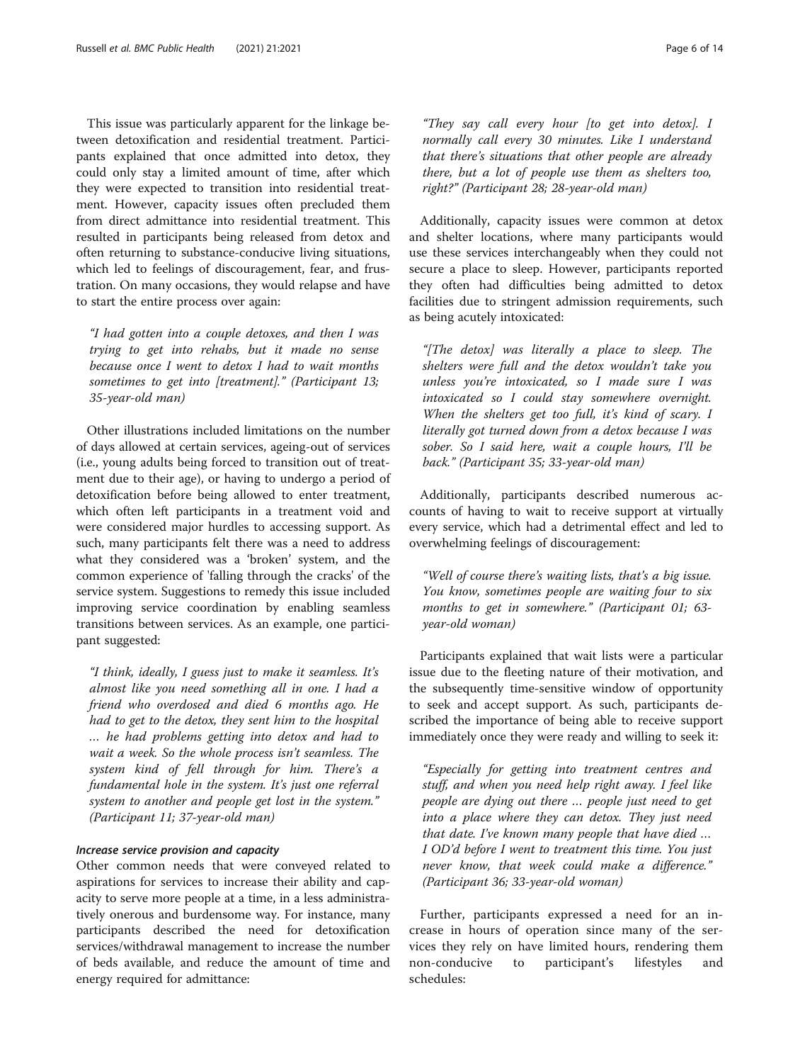This issue was particularly apparent for the linkage between detoxification and residential treatment. Participants explained that once admitted into detox, they could only stay a limited amount of time, after which they were expected to transition into residential treatment. However, capacity issues often precluded them from direct admittance into residential treatment. This resulted in participants being released from detox and often returning to substance-conducive living situations, which led to feelings of discouragement, fear, and frustration. On many occasions, they would relapse and have to start the entire process over again:

> *"I had gotten into a couple detoxes, and then I was trying to get into rehabs, but it made no sense because once I went to detox I had to wait months sometimes to get into [treatment]." (Participant 13; 35-year-old man)*

Other illustrations included limitations on the number of days allowed at certain services, ageing-out of services (i.e., young adults being forced to transition out of treatment due to their age), or having to undergo a period of detoxification before being allowed to enter treatment, which often left participants in a treatment void and were considered major hurdles to accessing support. As such, many participants felt there was a need to address what they considered was a 'broken' system, and the common experience of 'falling through the cracks' of the service system. Suggestions to remedy this issue included improving service coordination by enabling seamless transitions between services. As an example, one participant suggested:

> *"I think, ideally, I guess just to make it seamless. It's almost like you need something all in one. I had a friend who overdosed and died 6 months ago. He had to get to the detox, they sent him to the hospital … he had problems getting into detox and had to wait a week. So the whole process isn't seamless. The system kind of fell through for him. There's a fundamental hole in the system. It's just one referral system to another and people get lost in the system." (Participant 11; 37-year-old man)*

#### *Increase service provision and capacity*

Other common needs that were conveyed related to aspirations for services to increase their ability and capacity to serve more people at a time, in a less administratively onerous and burdensome way. For instance, many participants described the need for detoxification services/withdrawal management to increase the number of beds available, and reduce the amount of time and energy required for admittance:

> *"They say call every hour [to get into detox]. I normally call every 30 minutes. Like I understand that there's situations that other people are already there, but a lot of people use them as shelters too, right?" (Participant 28; 28-year-old man)*

Additionally, capacity issues were common at detox and shelter locations, where many participants would use these services interchangeably when they could not secure a place to sleep. However, participants reported they often had difficulties being admitted to detox facilities due to stringent admission requirements, such as being acutely intoxicated:

> *"[The detox] was literally a place to sleep. The shelters were full and the detox wouldn't take you unless you're intoxicated, so I made sure I was intoxicated so I could stay somewhere overnight. When the shelters get too full, it's kind of scary. I literally got turned down from a detox because I was sober. So I said here, wait a couple hours, I'll be back." (Participant 35; 33-year-old man)*

Additionally, participants described numerous accounts of having to wait to receive support at virtually every service, which had a detrimental effect and led to overwhelming feelings of discouragement:

> *"Well of course there's waiting lists, that's a big issue. You know, sometimes people are waiting four to six months to get in somewhere." (Participant 01; 63-year-old woman)*

Participants explained that wait lists were a particular issue due to the fleeting nature of their motivation, and the subsequently time-sensitive window of opportunity to seek and accept support. As such, participants described the importance of being able to receive support immediately once they were ready and willing to seek it:

> *"Especially for getting into treatment centres and stuff, and when you need help right away. I feel like people are dying out there … people just need to get into a place where they can detox. They just need that date. I've known many people that have died … I OD'd before I went to treatment this time. You just never know, that week could make a difference." (Participant 36; 33-year-old woman)*

Further, participants expressed a need for an increase in hours of operation since many of the services they rely on have limited hours, rendering them non-conducive to participant's lifestyles and schedules: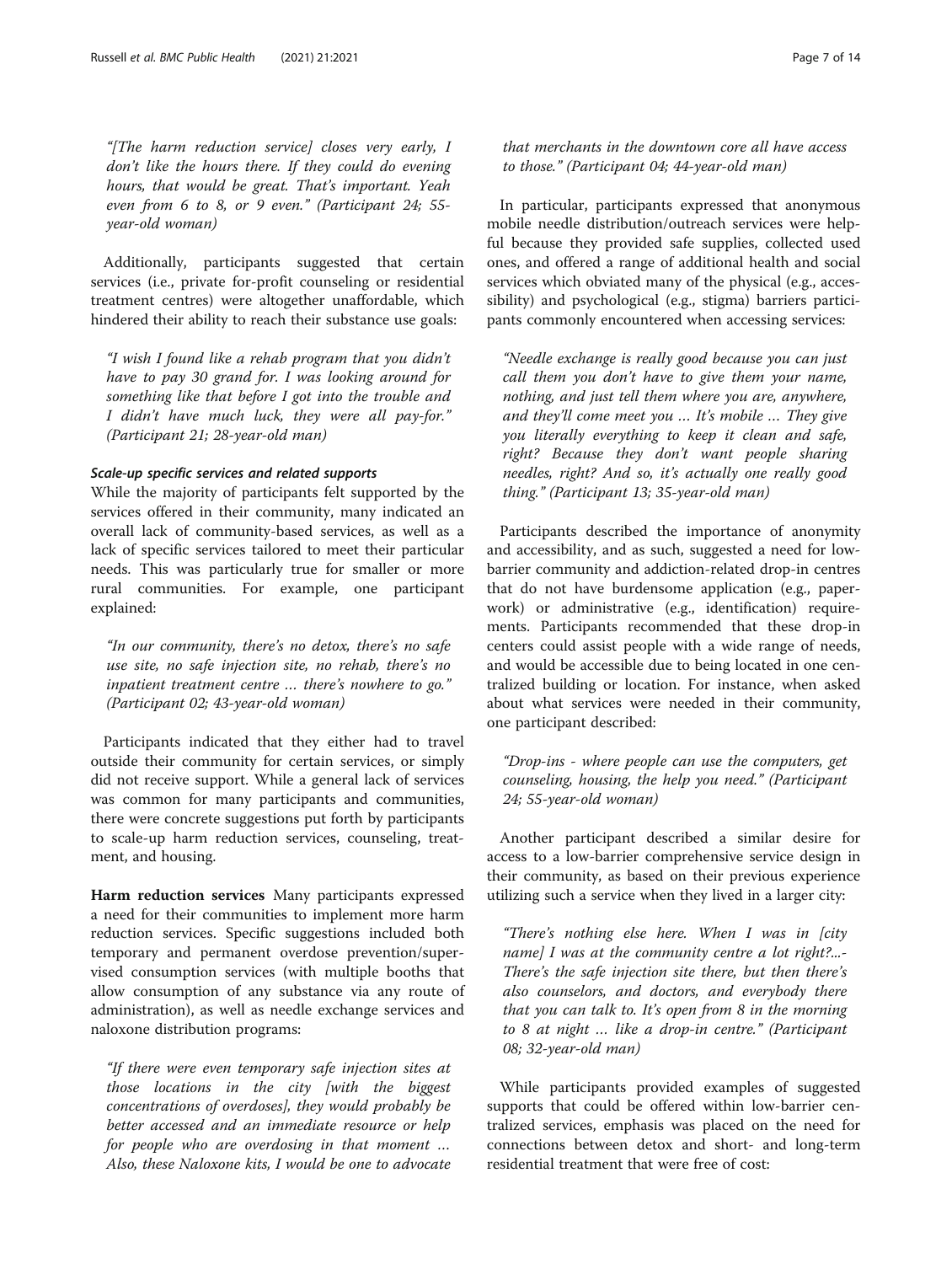*"[The harm reduction service] closes very early, I don't like the hours there. If they could do evening hours, that would be great. That's important. Yeah even from 6 to 8, or 9 even." (Participant 24; 55-year-old woman)*

Additionally, participants suggested that certain services (i.e., private for-profit counseling or residential treatment centres) were altogether unaffordable, which hindered their ability to reach their substance use goals:

*"I wish I found like a rehab program that you didn't have to pay 30 grand for. I was looking around for something like that before I got into the trouble and I didn't have much luck, they were all pay-for." (Participant 21; 28-year-old man)*

#### *Scale-up specific services and related supports*

While the majority of participants felt supported by the services offered in their community, many indicated an overall lack of community-based services, as well as a lack of specific services tailored to meet their particular needs. This was particularly true for smaller or more rural communities. For example, one participant explained:

*"In our community, there's no detox, there's no safe use site, no safe injection site, no rehab, there's no inpatient treatment centre … there's nowhere to go." (Participant 02; 43-year-old woman)*

Participants indicated that they either had to travel outside their community for certain services, or simply did not receive support. While a general lack of services was common for many participants and communities, there were concrete suggestions put forth by participants to scale-up harm reduction services, counseling, treatment, and housing.

**Harm reduction services** Many participants expressed a need for their communities to implement more harm reduction services. Specific suggestions included both temporary and permanent overdose prevention/supervised consumption services (with multiple booths that allow consumption of any substance via any route of administration), as well as needle exchange services and naloxone distribution programs:

*"If there were even temporary safe injection sites at those locations in the city [with the biggest concentrations of overdoses], they would probably be better accessed and an immediate resource or help for people who are overdosing in that moment … Also, these Naloxone kits, I would be one to advocate that merchants in the downtown core all have access to those." (Participant 04; 44-year-old man)*

In particular, participants expressed that anonymous mobile needle distribution/outreach services were helpful because they provided safe supplies, collected used ones, and offered a range of additional health and social services which obviated many of the physical (e.g., accessibility) and psychological (e.g., stigma) barriers participants commonly encountered when accessing services:

*"Needle exchange is really good because you can just call them you don't have to give them your name, nothing, and just tell them where you are, anywhere, and they'll come meet you … It's mobile … They give you literally everything to keep it clean and safe, right? Because they don't want people sharing needles, right? And so, it's actually one really good thing." (Participant 13; 35-year-old man)*

Participants described the importance of anonymity and accessibility, and as such, suggested a need for low-barrier community and addiction-related drop-in centres that do not have burdensome application (e.g., paperwork) or administrative (e.g., identification) requirements. Participants recommended that these drop-in centers could assist people with a wide range of needs, and would be accessible due to being located in one centralized building or location. For instance, when asked about what services were needed in their community, one participant described:

*"Drop-ins - where people can use the computers, get counseling, housing, the help you need." (Participant 24; 55-year-old woman)*

Another participant described a similar desire for access to a low-barrier comprehensive service design in their community, as based on their previous experience utilizing such a service when they lived in a larger city:

*"There's nothing else here. When I was in [city name] I was at the community centre a lot right?...- There's the safe injection site there, but then there's also counselors, and doctors, and everybody there that you can talk to. It's open from 8 in the morning to 8 at night … like a drop-in centre." (Participant 08; 32-year-old man)*

While participants provided examples of suggested supports that could be offered within low-barrier centralized services, emphasis was placed on the need for connections between detox and short- and long-term residential treatment that were free of cost: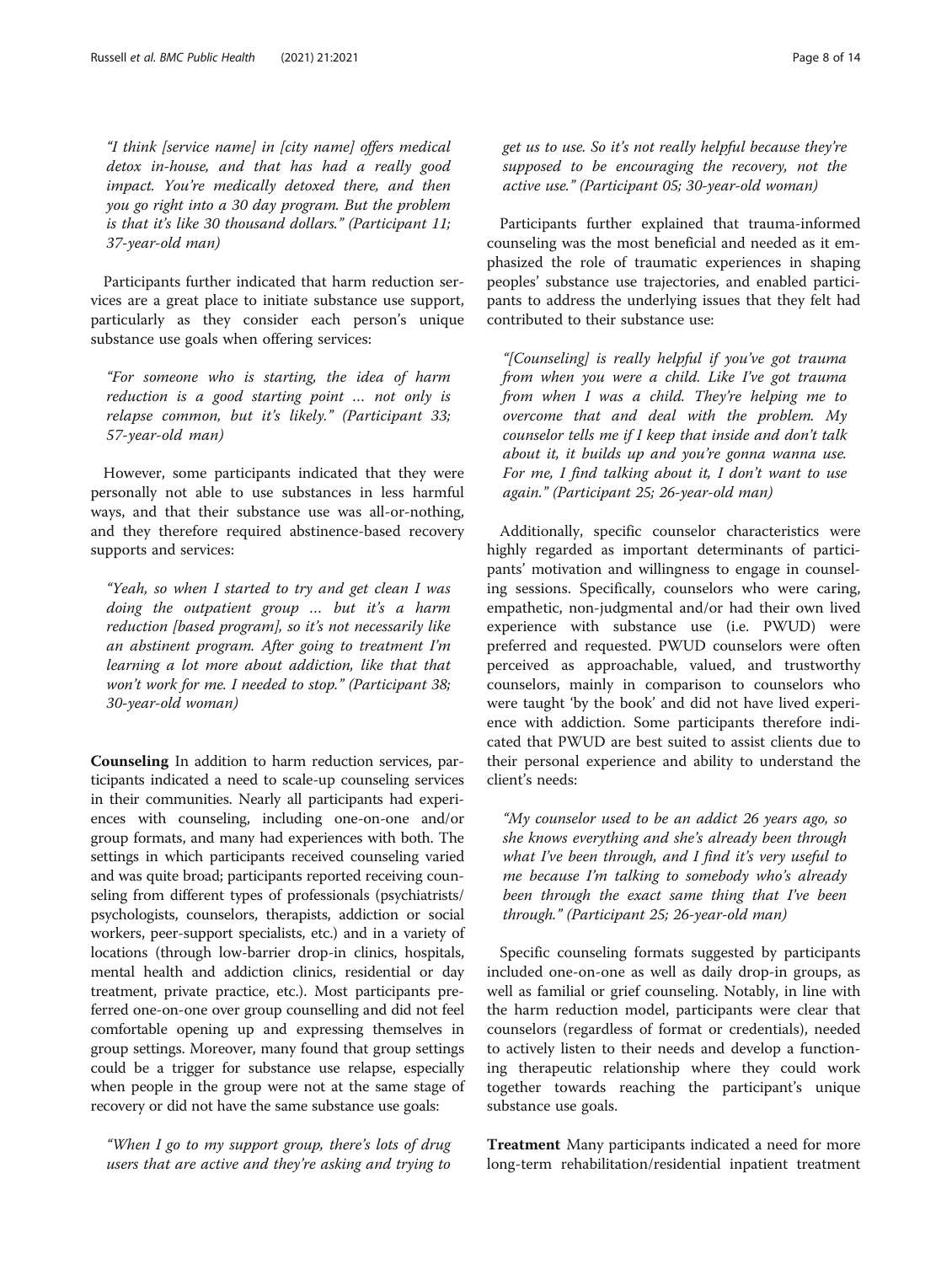"I think [service name] in [city name] offers medical detox in-house, and that has had a really good impact. You're medically detoxed there, and then you go right into a 30 day program. But the problem is that it's like 30 thousand dollars." (Participant 11; 37-year-old man)

Participants further indicated that harm reduction services are a great place to initiate substance use support, particularly as they consider each person's unique substance use goals when offering services:

"For someone who is starting, the idea of harm reduction is a good starting point … not only is relapse common, but it's likely." (Participant 33; 57-year-old man)

However, some participants indicated that they were personally not able to use substances in less harmful ways, and that their substance use was all-or-nothing, and they therefore required abstinence-based recovery supports and services:

"Yeah, so when I started to try and get clean I was doing the outpatient group … but it's a harm reduction [based program], so it's not necessarily like an abstinent program. After going to treatment I'm learning a lot more about addiction, like that that won't work for me. I needed to stop." (Participant 38; 30-year-old woman)

**Counseling** In addition to harm reduction services, participants indicated a need to scale-up counseling services in their communities. Nearly all participants had experiences with counseling, including one-on-one and/or group formats, and many had experiences with both. The settings in which participants received counseling varied and was quite broad; participants reported receiving counseling from different types of professionals (psychiatrists/psychologists, counselors, therapists, addiction or social workers, peer-support specialists, etc.) and in a variety of locations (through low-barrier drop-in clinics, hospitals, mental health and addiction clinics, residential or day treatment, private practice, etc.). Most participants preferred one-on-one over group counselling and did not feel comfortable opening up and expressing themselves in group settings. Moreover, many found that group settings could be a trigger for substance use relapse, especially when people in the group were not at the same stage of recovery or did not have the same substance use goals:

"When I go to my support group, there's lots of drug users that are active and they're asking and trying to get us to use. So it's not really helpful because they're supposed to be encouraging the recovery, not the active use." (Participant 05; 30-year-old woman)

Participants further explained that trauma-informed counseling was the most beneficial and needed as it emphasized the role of traumatic experiences in shaping peoples' substance use trajectories, and enabled participants to address the underlying issues that they felt had contributed to their substance use:

"[Counseling] is really helpful if you've got trauma from when you were a child. Like I've got trauma from when I was a child. They're helping me to overcome that and deal with the problem. My counselor tells me if I keep that inside and don't talk about it, it builds up and you're gonna wanna use. For me, I find talking about it, I don't want to use again." (Participant 25; 26-year-old man)

Additionally, specific counselor characteristics were highly regarded as important determinants of participants' motivation and willingness to engage in counseling sessions. Specifically, counselors who were caring, empathetic, non-judgmental and/or had their own lived experience with substance use (i.e. PWUD) were preferred and requested. PWUD counselors were often perceived as approachable, valued, and trustworthy counselors, mainly in comparison to counselors who were taught 'by the book' and did not have lived experience with addiction. Some participants therefore indicated that PWUD are best suited to assist clients due to their personal experience and ability to understand the client's needs:

"My counselor used to be an addict 26 years ago, so she knows everything and she's already been through what I've been through, and I find it's very useful to me because I'm talking to somebody who's already been through the exact same thing that I've been through." (Participant 25; 26-year-old man)

Specific counseling formats suggested by participants included one-on-one as well as daily drop-in groups, as well as familial or grief counseling. Notably, in line with the harm reduction model, participants were clear that counselors (regardless of format or credentials), needed to actively listen to their needs and develop a functioning therapeutic relationship where they could work together towards reaching the participant's unique substance use goals.

**Treatment** Many participants indicated a need for more long-term rehabilitation/residential inpatient treatment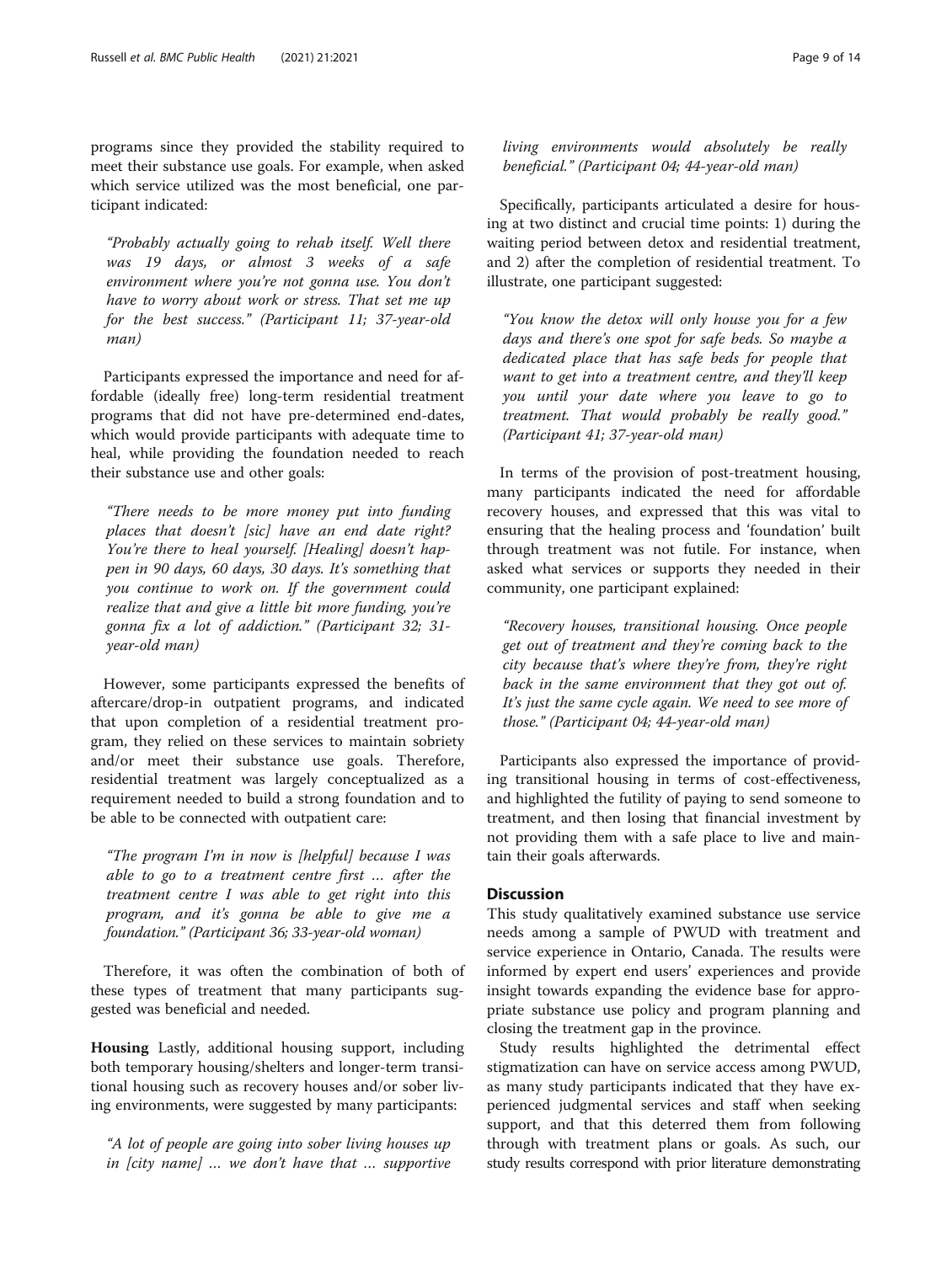programs since they provided the stability required to meet their substance use goals. For example, when asked which service utilized was the most beneficial, one participant indicated:

> *"Probably actually going to rehab itself. Well there was 19 days, or almost 3 weeks of a safe environment where you're not gonna use. You don't have to worry about work or stress. That set me up for the best success." (Participant 11; 37-year-old man)*

Participants expressed the importance and need for affordable (ideally free) long-term residential treatment programs that did not have pre-determined end-dates, which would provide participants with adequate time to heal, while providing the foundation needed to reach their substance use and other goals:

> *"There needs to be more money put into funding places that doesn't [sic] have an end date right? You're there to heal yourself. [Healing] doesn't happen in 90 days, 60 days, 30 days. It's something that you continue to work on. If the government could realize that and give a little bit more funding, you're gonna fix a lot of addiction." (Participant 32; 31-year-old man)*

However, some participants expressed the benefits of aftercare/drop-in outpatient programs, and indicated that upon completion of a residential treatment program, they relied on these services to maintain sobriety and/or meet their substance use goals. Therefore, residential treatment was largely conceptualized as a requirement needed to build a strong foundation and to be able to be connected with outpatient care:

> *"The program I'm in now is [helpful] because I was able to go to a treatment centre first … after the treatment centre I was able to get right into this program, and it's gonna be able to give me a foundation." (Participant 36; 33-year-old woman)*

Therefore, it was often the combination of both of these types of treatment that many participants suggested was beneficial and needed.

**Housing** Lastly, additional housing support, including both temporary housing/shelters and longer-term transitional housing such as recovery houses and/or sober living environments, were suggested by many participants:

> *"A lot of people are going into sober living houses up in [city name] … we don't have that … supportive living environments would absolutely be really beneficial." (Participant 04; 44-year-old man)*

Specifically, participants articulated a desire for housing at two distinct and crucial time points: 1) during the waiting period between detox and residential treatment, and 2) after the completion of residential treatment. To illustrate, one participant suggested:

> *"You know the detox will only house you for a few days and there's one spot for safe beds. So maybe a dedicated place that has safe beds for people that want to get into a treatment centre, and they'll keep you until your date where you leave to go to treatment. That would probably be really good." (Participant 41; 37-year-old man)*

In terms of the provision of post-treatment housing, many participants indicated the need for affordable recovery houses, and expressed that this was vital to ensuring that the healing process and 'foundation' built through treatment was not futile. For instance, when asked what services or supports they needed in their community, one participant explained:

> *"Recovery houses, transitional housing. Once people get out of treatment and they're coming back to the city because that's where they're from, they're right back in the same environment that they got out of. It's just the same cycle again. We need to see more of those." (Participant 04; 44-year-old man)*

Participants also expressed the importance of providing transitional housing in terms of cost-effectiveness, and highlighted the futility of paying to send someone to treatment, and then losing that financial investment by not providing them with a safe place to live and maintain their goals afterwards.

## Discussion

This study qualitatively examined substance use service needs among a sample of PWUD with treatment and service experience in Ontario, Canada. The results were informed by expert end users' experiences and provide insight towards expanding the evidence base for appropriate substance use policy and program planning and closing the treatment gap in the province.

Study results highlighted the detrimental effect stigmatization can have on service access among PWUD, as many study participants indicated that they have experienced judgmental services and staff when seeking support, and that this deterred them from following through with treatment plans or goals. As such, our study results correspond with prior literature demonstrating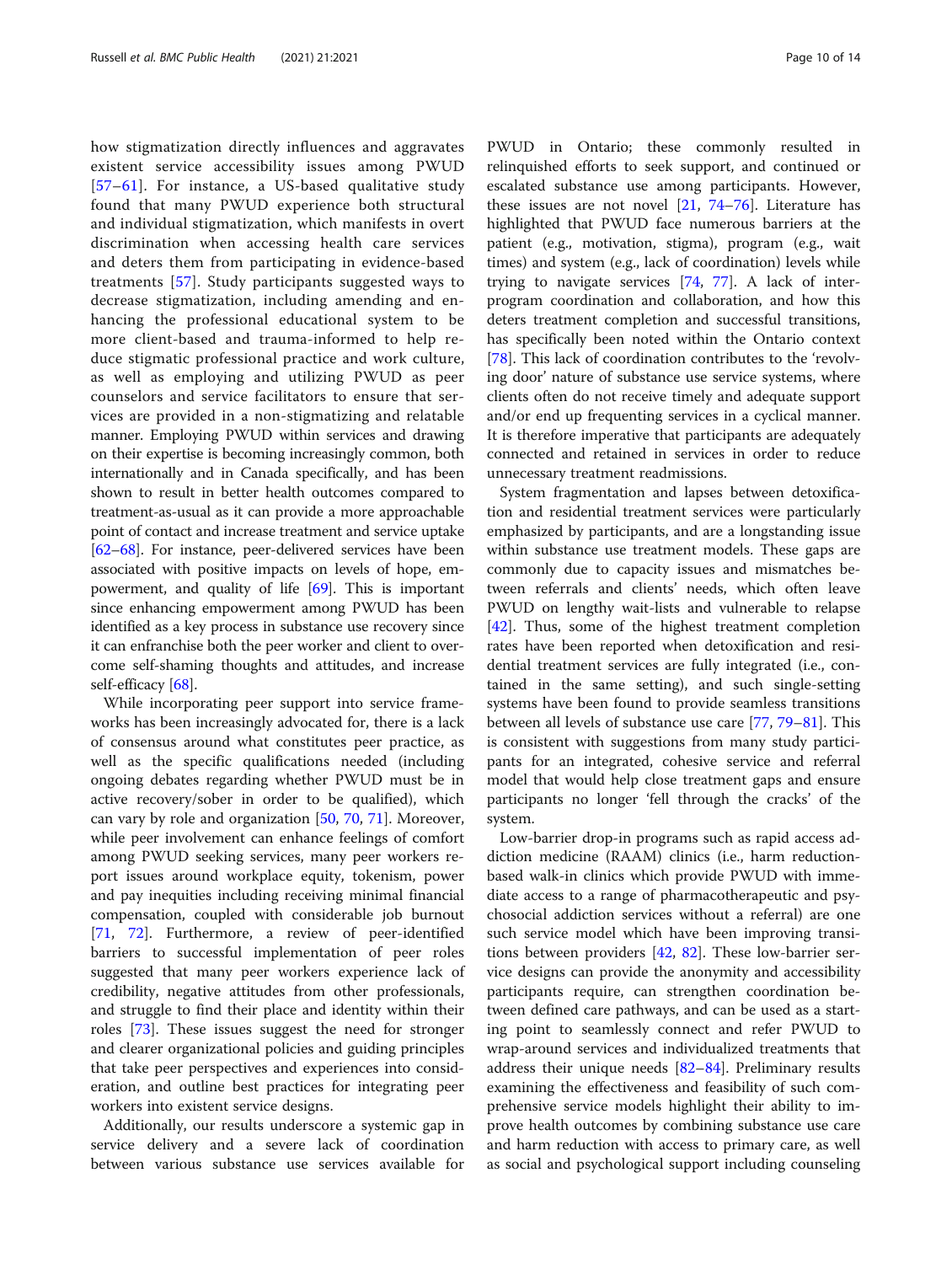how stigmatization directly influences and aggravates existent service accessibility issues among PWUD [57–61]. For instance, a US-based qualitative study found that many PWUD experience both structural and individual stigmatization, which manifests in overt discrimination when accessing health care services and deters them from participating in evidence-based treatments [57]. Study participants suggested ways to decrease stigmatization, including amending and enhancing the professional educational system to be more client-based and trauma-informed to help reduce stigmatic professional practice and work culture, as well as employing and utilizing PWUD as peer counselors and service facilitators to ensure that services are provided in a non-stigmatizing and relatable manner. Employing PWUD within services and drawing on their expertise is becoming increasingly common, both internationally and in Canada specifically, and has been shown to result in better health outcomes compared to treatment-as-usual as it can provide a more approachable point of contact and increase treatment and service uptake [62–68]. For instance, peer-delivered services have been associated with positive impacts on levels of hope, empowerment, and quality of life [69]. This is important since enhancing empowerment among PWUD has been identified as a key process in substance use recovery since it can enfranchise both the peer worker and client to overcome self-shaming thoughts and attitudes, and increase self-efficacy [68].

While incorporating peer support into service frameworks has been increasingly advocated for, there is a lack of consensus around what constitutes peer practice, as well as the specific qualifications needed (including ongoing debates regarding whether PWUD must be in active recovery/sober in order to be qualified), which can vary by role and organization [50, 70, 71]. Moreover, while peer involvement can enhance feelings of comfort among PWUD seeking services, many peer workers report issues around workplace equity, tokenism, power and pay inequities including receiving minimal financial compensation, coupled with considerable job burnout [71, 72]. Furthermore, a review of peer-identified barriers to successful implementation of peer roles suggested that many peer workers experience lack of credibility, negative attitudes from other professionals, and struggle to find their place and identity within their roles [73]. These issues suggest the need for stronger and clearer organizational policies and guiding principles that take peer perspectives and experiences into consideration, and outline best practices for integrating peer workers into existent service designs.

Additionally, our results underscore a systemic gap in service delivery and a severe lack of coordination between various substance use services available for PWUD in Ontario; these commonly resulted in relinquished efforts to seek support, and continued or escalated substance use among participants. However, these issues are not novel [21, 74–76]. Literature has highlighted that PWUD face numerous barriers at the patient (e.g., motivation, stigma), program (e.g., wait times) and system (e.g., lack of coordination) levels while trying to navigate services [74, 77]. A lack of inter-program coordination and collaboration, and how this deters treatment completion and successful transitions, has specifically been noted within the Ontario context [78]. This lack of coordination contributes to the 'revolving door' nature of substance use service systems, where clients often do not receive timely and adequate support and/or end up frequenting services in a cyclical manner. It is therefore imperative that participants are adequately connected and retained in services in order to reduce unnecessary treatment readmissions.

System fragmentation and lapses between detoxification and residential treatment services were particularly emphasized by participants, and are a longstanding issue within substance use treatment models. These gaps are commonly due to capacity issues and mismatches between referrals and clients' needs, which often leave PWUD on lengthy wait-lists and vulnerable to relapse [42]. Thus, some of the highest treatment completion rates have been reported when detoxification and residential treatment services are fully integrated (i.e., contained in the same setting), and such single-setting systems have been found to provide seamless transitions between all levels of substance use care [77, 79–81]. This is consistent with suggestions from many study participants for an integrated, cohesive service and referral model that would help close treatment gaps and ensure participants no longer 'fell through the cracks' of the system.

Low-barrier drop-in programs such as rapid access addiction medicine (RAAM) clinics (i.e., harm reduction-based walk-in clinics which provide PWUD with immediate access to a range of pharmacotherapeutic and psychosocial addiction services without a referral) are one such service model which have been improving transitions between providers [42, 82]. These low-barrier service designs can provide the anonymity and accessibility participants require, can strengthen coordination between defined care pathways, and can be used as a starting point to seamlessly connect and refer PWUD to wrap-around services and individualized treatments that address their unique needs [82–84]. Preliminary results examining the effectiveness and feasibility of such comprehensive service models highlight their ability to improve health outcomes by combining substance use care and harm reduction with access to primary care, as well as social and psychological support including counseling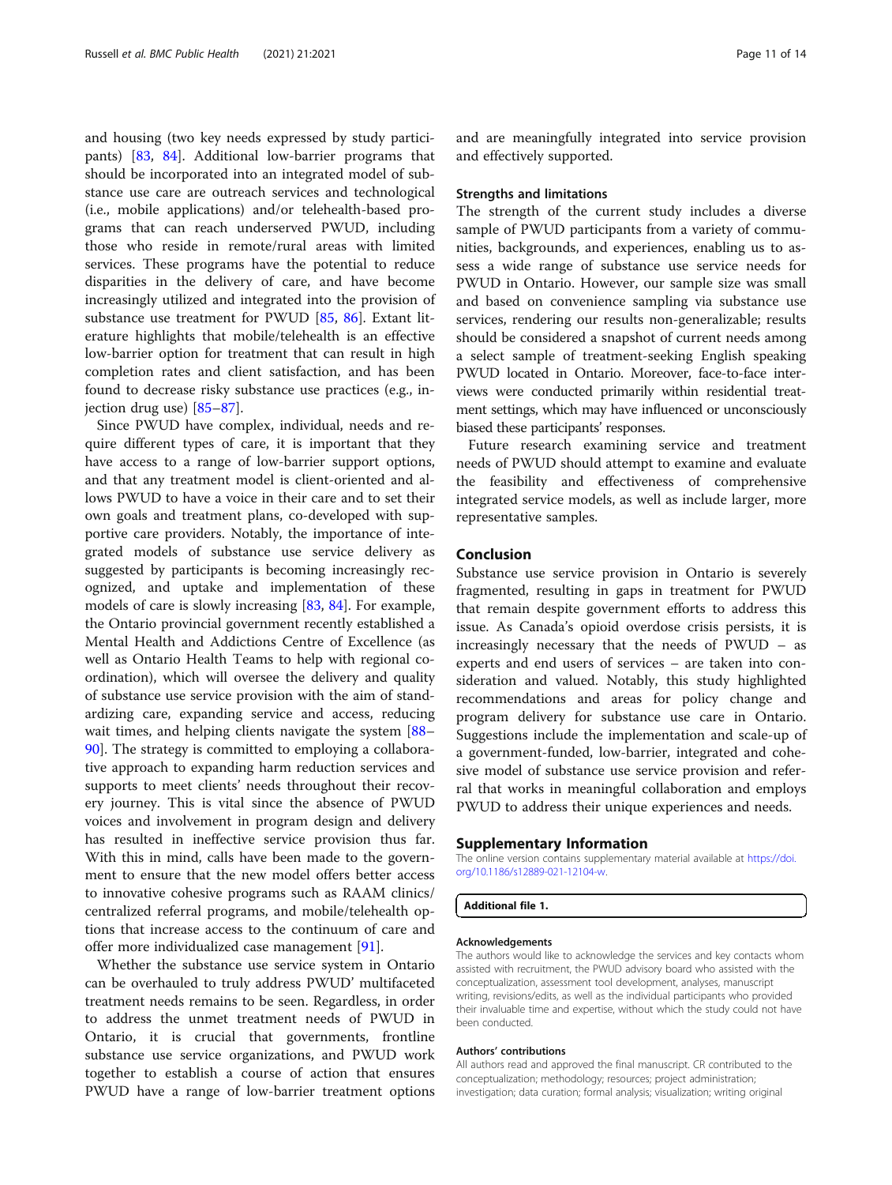and housing (two key needs expressed by study participants) [83, 84]. Additional low-barrier programs that should be incorporated into an integrated model of substance use care are outreach services and technological (i.e., mobile applications) and/or telehealth-based programs that can reach underserved PWUD, including those who reside in remote/rural areas with limited services. These programs have the potential to reduce disparities in the delivery of care, and have become increasingly utilized and integrated into the provision of substance use treatment for PWUD [85, 86]. Extant literature highlights that mobile/telehealth is an effective low-barrier option for treatment that can result in high completion rates and client satisfaction, and has been found to decrease risky substance use practices (e.g., injection drug use) [85–87].

Since PWUD have complex, individual, needs and require different types of care, it is important that they have access to a range of low-barrier support options, and that any treatment model is client-oriented and allows PWUD to have a voice in their care and to set their own goals and treatment plans, co-developed with supportive care providers. Notably, the importance of integrated models of substance use service delivery as suggested by participants is becoming increasingly recognized, and uptake and implementation of these models of care is slowly increasing [83, 84]. For example, the Ontario provincial government recently established a Mental Health and Addictions Centre of Excellence (as well as Ontario Health Teams to help with regional coordination), which will oversee the delivery and quality of substance use service provision with the aim of standardizing care, expanding service and access, reducing wait times, and helping clients navigate the system [88–90]. The strategy is committed to employing a collaborative approach to expanding harm reduction services and supports to meet clients' needs throughout their recovery journey. This is vital since the absence of PWUD voices and involvement in program design and delivery has resulted in ineffective service provision thus far. With this in mind, calls have been made to the government to ensure that the new model offers better access to innovative cohesive programs such as RAAM clinics/centralized referral programs, and mobile/telehealth options that increase access to the continuum of care and offer more individualized case management [91].

Whether the substance use service system in Ontario can be overhauled to truly address PWUD' multifaceted treatment needs remains to be seen. Regardless, in order to address the unmet treatment needs of PWUD in Ontario, it is crucial that governments, frontline substance use service organizations, and PWUD work together to establish a course of action that ensures PWUD have a range of low-barrier treatment options and are meaningfully integrated into service provision and effectively supported.

### Strengths and limitations

The strength of the current study includes a diverse sample of PWUD participants from a variety of communities, backgrounds, and experiences, enabling us to assess a wide range of substance use service needs for PWUD in Ontario. However, our sample size was small and based on convenience sampling via substance use services, rendering our results non-generalizable; results should be considered a snapshot of current needs among a select sample of treatment-seeking English speaking PWUD located in Ontario. Moreover, face-to-face interviews were conducted primarily within residential treatment settings, which may have influenced or unconsciously biased these participants' responses.

Future research examining service and treatment needs of PWUD should attempt to examine and evaluate the feasibility and effectiveness of comprehensive integrated service models, as well as include larger, more representative samples.

## Conclusion

Substance use service provision in Ontario is severely fragmented, resulting in gaps in treatment for PWUD that remain despite government efforts to address this issue. As Canada's opioid overdose crisis persists, it is increasingly necessary that the needs of PWUD – as experts and end users of services – are taken into consideration and valued. Notably, this study highlighted recommendations and areas for policy change and program delivery for substance use care in Ontario. Suggestions include the implementation and scale-up of a government-funded, low-barrier, integrated and cohesive model of substance use service provision and referral that works in meaningful collaboration and employs PWUD to address their unique experiences and needs.

## Supplementary Information

The online version contains supplementary material available at https://doi.org/10.1186/s12889-021-12104-w.

**Additional file 1.**

#### Acknowledgements

The authors would like to acknowledge the services and key contacts whom assisted with recruitment, the PWUD advisory board who assisted with the conceptualization, assessment tool development, analyses, manuscript writing, revisions/edits, as well as the individual participants who provided their invaluable time and expertise, without which the study could not have been conducted.

#### Authors' contributions

All authors read and approved the final manuscript. CR contributed to the conceptualization; methodology; resources; project administration; investigation; data curation; formal analysis; visualization; writing original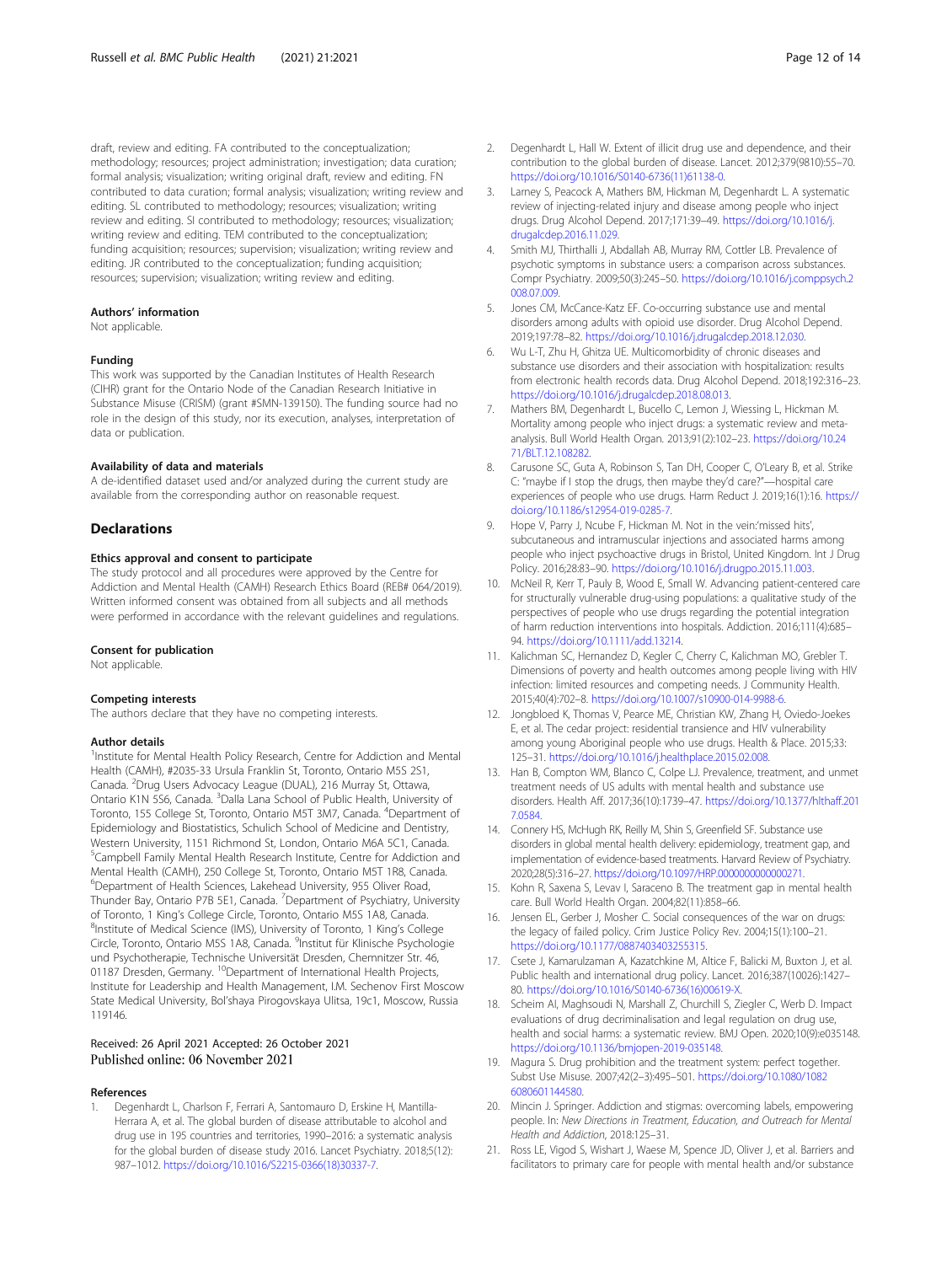draft, review and editing. FA contributed to the conceptualization; methodology; resources; project administration; investigation; data curation; formal analysis; visualization; writing original draft, review and editing. FN contributed to data curation; formal analysis; visualization; writing review and editing. SL contributed to methodology; resources; visualization; writing review and editing. SI contributed to methodology; resources; visualization; writing review and editing. TEM contributed to the conceptualization; funding acquisition; resources; supervision; visualization; writing review and editing. JR contributed to the conceptualization; funding acquisition; resources; supervision; visualization; writing review and editing.

### Authors' information

Not applicable.

### Funding

This work was supported by the Canadian Institutes of Health Research (CIHR) grant for the Ontario Node of the Canadian Research Initiative in Substance Misuse (CRISM) (grant #SMN-139150). The funding source had no role in the design of this study, nor its execution, analyses, interpretation of data or publication.

### Availability of data and materials

A de-identified dataset used and/or analyzed during the current study are available from the corresponding author on reasonable request.

## Declarations

### Ethics approval and consent to participate

The study protocol and all procedures were approved by the Centre for Addiction and Mental Health (CAMH) Research Ethics Board (REB# 064/2019). Written informed consent was obtained from all subjects and all methods were performed in accordance with the relevant guidelines and regulations.

### Consent for publication

Not applicable.

### Competing interests

The authors declare that they have no competing interests.

### Author details

[1]Institute for Mental Health Policy Research, Centre for Addiction and Mental Health (CAMH), #2035-33 Ursula Franklin St, Toronto, Ontario M5S 2S1, Canada. [2]Drug Users Advocacy League (DUAL), 216 Murray St, Ottawa, Ontario K1N 5S6, Canada. [3]Dalla Lana School of Public Health, University of Toronto, 155 College St, Toronto, Ontario M5T 3M7, Canada. [4]Department of Epidemiology and Biostatistics, Schulich School of Medicine and Dentistry, Western University, 1151 Richmond St, London, Ontario M6A 5C1, Canada. [5]Campbell Family Mental Health Research Institute, Centre for Addiction and Mental Health (CAMH), 250 College St, Toronto, Ontario M5T 1R8, Canada. [6]Department of Health Sciences, Lakehead University, 955 Oliver Road, Thunder Bay, Ontario P7B 5E1, Canada. [7]Department of Psychiatry, University of Toronto, 1 King's College Circle, Toronto, Ontario M5S 1A8, Canada. [8]Institute of Medical Science (IMS), University of Toronto, 1 King's College Circle, Toronto, Ontario M5S 1A8, Canada. [9]Institut für Klinische Psychologie und Psychotherapie, Technische Universität Dresden, Chemnitzer Str. 46, 01187 Dresden, Germany. [10]Department of International Health Projects, Institute for Leadership and Health Management, I.M. Sechenov First Moscow State Medical University, Bol'shaya Pirogovskaya Ulitsa, 19c1, Moscow, Russia 119146.

Received: 26 April 2021 Accepted: 26 October 2021
Published online: 06 November 2021

### References

1. Degenhardt L, Charlson F, Ferrari A, Santomauro D, Erskine H, Mantilla-Herrara A, et al. The global burden of disease attributable to alcohol and drug use in 195 countries and territories, 1990–2016: a systematic analysis for the global burden of disease study 2016. Lancet Psychiatry. 2018;5(12):987–1012. https://doi.org/10.1016/S2215-0366(18)30337-7.
2. Degenhardt L, Hall W. Extent of illicit drug use and dependence, and their contribution to the global burden of disease. Lancet. 2012;379(9810):55–70. https://doi.org/10.1016/S0140-6736(11)61138-0.
3. Larney S, Peacock A, Mathers BM, Hickman M, Degenhardt L. A systematic review of injecting-related injury and disease among people who inject drugs. Drug Alcohol Depend. 2017;171:39–49. https://doi.org/10.1016/j.drugalcdep.2016.11.029.
4. Smith MJ, Thirthalli J, Abdallah AB, Murray RM, Cottler LB. Prevalence of psychotic symptoms in substance users: a comparison across substances. Compr Psychiatry. 2009;50(3):245–50. https://doi.org/10.1016/j.comppsych.2008.07.009.
5. Jones CM, McCance-Katz EF. Co-occurring substance use and mental disorders among adults with opioid use disorder. Drug Alcohol Depend. 2019;197:78–82. https://doi.org/10.1016/j.drugalcdep.2018.12.030.
6. Wu L-T, Zhu H, Ghitza UE. Multicomorbidity of chronic diseases and substance use disorders and their association with hospitalization: results from electronic health records data. Drug Alcohol Depend. 2018;192:316–23. https://doi.org/10.1016/j.drugalcdep.2018.08.013.
7. Mathers BM, Degenhardt L, Bucello C, Lemon J, Wiessing L, Hickman M. Mortality among people who inject drugs: a systematic review and meta-analysis. Bull World Health Organ. 2013;91(2):102–23. https://doi.org/10.2471/BLT.12.108282.
8. Carusone SC, Guta A, Robinson S, Tan DH, Cooper C, O'Leary B, et al. Strike C: "maybe if I stop the drugs, then maybe they'd care?"—hospital care experiences of people who use drugs. Harm Reduct J. 2019;16(1):16. https://doi.org/10.1186/s12954-019-0285-7.
9. Hope V, Parry J, Ncube F, Hickman M. Not in the vein:'missed hits', subcutaneous and intramuscular injections and associated harms among people who inject psychoactive drugs in Bristol, United Kingdom. Int J Drug Policy. 2016;28:83–90. https://doi.org/10.1016/j.drugpo.2015.11.003.
10. McNeil R, Kerr T, Pauly B, Wood E, Small W. Advancing patient-centered care for structurally vulnerable drug-using populations: a qualitative study of the perspectives of people who use drugs regarding the potential integration of harm reduction interventions into hospitals. Addiction. 2016;111(4):685–94. https://doi.org/10.1111/add.13214.
11. Kalichman SC, Hernandez D, Kegler C, Cherry C, Kalichman MO, Grebler T. Dimensions of poverty and health outcomes among people living with HIV infection: limited resources and competing needs. J Community Health. 2015;40(4):702–8. https://doi.org/10.1007/s10900-014-9988-6.
12. Jongbloed K, Thomas V, Pearce ME, Christian KW, Zhang H, Oviedo-Joekes E, et al. The cedar project: residential transience and HIV vulnerability among young Aboriginal people who use drugs. Health & Place. 2015;33:125–31. https://doi.org/10.1016/j.healthplace.2015.02.008.
13. Han B, Compton WM, Blanco C, Colpe LJ. Prevalence, treatment, and unmet treatment needs of US adults with mental health and substance use disorders. Health Aff. 2017;36(10):1739–47. https://doi.org/10.1377/hlthaff.2017.0584.
14. Connery HS, McHugh RK, Reilly M, Shin S, Greenfield SF. Substance use disorders in global mental health delivery: epidemiology, treatment gap, and implementation of evidence-based treatments. Harvard Review of Psychiatry. 2020;28(5):316–27. https://doi.org/10.1097/HRP.0000000000000271.
15. Kohn R, Saxena S, Levav I, Saraceno B. The treatment gap in mental health care. Bull World Health Organ. 2004;82(11):858–66.
16. Jensen EL, Gerber J, Mosher C. Social consequences of the war on drugs: the legacy of failed policy. Crim Justice Policy Rev. 2004;15(1):100–21. https://doi.org/10.1177/0887403403255315.
17. Csete J, Kamarulzaman A, Kazatchkine M, Altice F, Balicki M, Buxton J, et al. Public health and international drug policy. Lancet. 2016;387(10026):1427–80. https://doi.org/10.1016/S0140-6736(16)00619-X.
18. Scheim AI, Maghsoudi N, Marshall Z, Churchill S, Ziegler C, Werb D. Impact evaluations of drug decriminalisation and legal regulation on drug use, health and social harms: a systematic review. BMJ Open. 2020;10(9):e035148. https://doi.org/10.1136/bmjopen-2019-035148.
19. Magura S. Drug prohibition and the treatment system: perfect together. Subst Use Misuse. 2007;42(2–3):495–501. https://doi.org/10.1080/10826080601144580.
20. Mincin J. Springer. Addiction and stigmas: overcoming labels, empowering people. In: *New Directions in Treatment, Education, and Outreach for Mental Health and Addiction*, 2018:125–31.
21. Ross LE, Vigod S, Wishart J, Waese M, Spence JD, Oliver J, et al. Barriers and facilitators to primary care for people with mental health and/or substance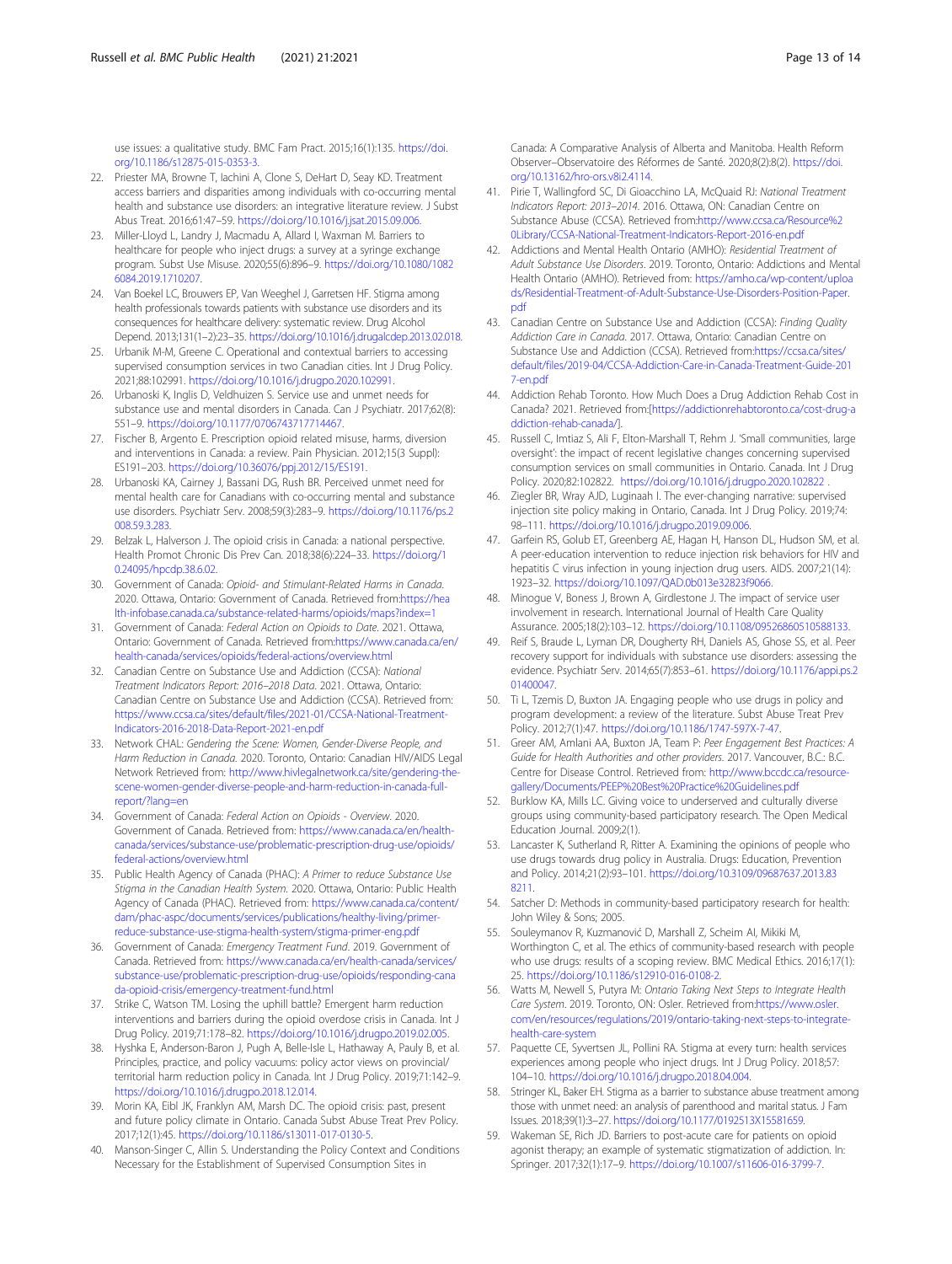use issues: a qualitative study. BMC Fam Pract. 2015;16(1):135. https://doi.org/10.1186/s12875-015-0353-3.

22. Priester MA, Browne T, Iachini A, Clone S, DeHart D, Seay KD. Treatment access barriers and disparities among individuals with co-occurring mental health and substance use disorders: an integrative literature review. J Subst Abus Treat. 2016;61:47–59. https://doi.org/10.1016/j.jsat.2015.09.006.
23. Miller-Lloyd L, Landry J, Macmadu A, Allard I, Waxman M. Barriers to healthcare for people who inject drugs: a survey at a syringe exchange program. Subst Use Misuse. 2020;55(6):896–9. https://doi.org/10.1080/10826084.2019.1710207.
24. Van Boekel LC, Brouwers EP, Van Weeghel J, Garretsen HF. Stigma among health professionals towards patients with substance use disorders and its consequences for healthcare delivery: systematic review. Drug Alcohol Depend. 2013;131(1–2):23–35. https://doi.org/10.1016/j.drugalcdep.2013.02.018.
25. Urbanik M-M, Greene C. Operational and contextual barriers to accessing supervised consumption services in two Canadian cities. Int J Drug Policy. 2021;88:102991. https://doi.org/10.1016/j.drugpo.2020.102991.
26. Urbanoski K, Inglis D, Veldhuizen S. Service use and unmet needs for substance use and mental disorders in Canada. Can J Psychiatr. 2017;62(8):551–9. https://doi.org/10.1177/0706743717714467.
27. Fischer B, Argento E. Prescription opioid related misuse, harms, diversion and interventions in Canada: a review. Pain Physician. 2012;15(3 Suppl):ES191–203. https://doi.org/10.36076/ppj.2012/15/ES191.
28. Urbanoski KA, Cairney J, Bassani DG, Rush BR. Perceived unmet need for mental health care for Canadians with co-occurring mental and substance use disorders. Psychiatr Serv. 2008;59(3):283–9. https://doi.org/10.1176/ps.2008.59.3.283.
29. Belzak L, Halverson J. The opioid crisis in Canada: a national perspective. Health Promot Chronic Dis Prev Can. 2018;38(6):224–33. https://doi.org/10.24095/hpcdp.38.6.02.
30. Government of Canada: *Opioid- and Stimulant-Related Harms in Canada*. 2020. Ottawa, Ontario: Government of Canada. Retrieved from:https://health-infobase.canada.ca/substance-related-harms/opioids/maps?index=1
31. Government of Canada: *Federal Action on Opioids to Date*. 2021. Ottawa, Ontario: Government of Canada. Retrieved from:https://www.canada.ca/en/health-canada/services/opioids/federal-actions/overview.html
32. Canadian Centre on Substance Use and Addiction (CCSA): *National Treatment Indicators Report: 2016–2018 Data*. 2021. Ottawa, Ontario: Canadian Centre on Substance Use and Addiction (CCSA). Retrieved from: https://www.ccsa.ca/sites/default/files/2021-01/CCSA-National-Treatment-Indicators-2016-2018-Data-Report-2021-en.pdf
33. Network CHAL: *Gendering the Scene: Women, Gender-Diverse People, and Harm Reduction in Canada*. 2020. Toronto, Ontario: Canadian HIV/AIDS Legal Network Retrieved from: http://www.hivlegalnetwork.ca/site/gendering-the-scene-women-gender-diverse-people-and-harm-reduction-in-canada-full-report/?lang=en
34. Government of Canada: *Federal Action on Opioids - Overview*. 2020. Government of Canada. Retrieved from: https://www.canada.ca/en/health-canada/services/substance-use/problematic-prescription-drug-use/opioids/federal-actions/overview.html
35. Public Health Agency of Canada (PHAC): *A Primer to reduce Substance Use Stigma in the Canadian Health System*. 2020. Ottawa, Ontario: Public Health Agency of Canada (PHAC). Retrieved from: https://www.canada.ca/content/dam/phac-aspc/documents/services/publications/healthy-living/primer-reduce-substance-use-stigma-health-system/stigma-primer-eng.pdf
36. Government of Canada: *Emergency Treatment Fund*. 2019. Government of Canada. Retrieved from: https://www.canada.ca/en/health-canada/services/substance-use/problematic-prescription-drug-use/opioids/responding-canada-opioid-crisis/emergency-treatment-fund.html
37. Strike C, Watson TM. Losing the uphill battle? Emergent harm reduction interventions and barriers during the opioid overdose crisis in Canada. Int J Drug Policy. 2019;71:178–82. https://doi.org/10.1016/j.drugpo.2019.02.005.
38. Hyshka E, Anderson-Baron J, Pugh A, Belle-Isle L, Hathaway A, Pauly B, et al. Principles, practice, and policy vacuums: policy actor views on provincial/territorial harm reduction policy in Canada. Int J Drug Policy. 2019;71:142–9. https://doi.org/10.1016/j.drugpo.2018.12.014.
39. Morin KA, Eibl JK, Franklyn AM, Marsh DC. The opioid crisis: past, present and future policy climate in Ontario. Canada Subst Abuse Treat Prev Policy. 2017;12(1):45. https://doi.org/10.1186/s13011-017-0130-5.
40. Manson-Singer C, Allin S. Understanding the Policy Context and Conditions Necessary for the Establishment of Supervised Consumption Sites in Canada: A Comparative Analysis of Alberta and Manitoba. Health Reform Observer–Observatoire des Réformes de Santé. 2020;8(2):8(2). https://doi.org/10.13162/hro-ors.v8i2.4114.
41. Pirie T, Wallingford SC, Di Gioacchino LA, McQuaid RJ: *National Treatment Indicators Report: 2013–2014*. 2016. Ottawa, ON: Canadian Centre on Substance Abuse (CCSA). Retrieved from:http://www.ccsa.ca/Resource%20Library/CCSA-National-Treatment-Indicators-Report-2016-en.pdf
42. Addictions and Mental Health Ontario (AMHO): *Residential Treatment of Adult Substance Use Disorders*. 2019. Toronto, Ontario: Addictions and Mental Health Ontario (AMHO). Retrieved from: https://amho.ca/wp-content/uploads/Residential-Treatment-of-Adult-Substance-Use-Disorders-Position-Paper.pdf
43. Canadian Centre on Substance Use and Addiction (CCSA): *Finding Quality Addiction Care in Canada*. 2017. Ottawa, Ontario: Canadian Centre on Substance Use and Addiction (CCSA). Retrieved from:https://ccsa.ca/sites/default/files/2019-04/CCSA-Addiction-Care-in-Canada-Treatment-Guide-2017-en.pdf
44. Addiction Rehab Toronto. How Much Does a Drug Addiction Rehab Cost in Canada? 2021. Retrieved from:[https://addictionrehabtoronto.ca/cost-drug-addiction-rehab-canada/].
45. Russell C, Imtiaz S, Ali F, Elton-Marshall T, Rehm J. 'Small communities, large oversight': the impact of recent legislative changes concerning supervised consumption services on small communities in Ontario. Canada. Int J Drug Policy. 2020;82:102822. https://doi.org/10.1016/j.drugpo.2020.102822 .
46. Ziegler BR, Wray AJD, Luginaah I. The ever-changing narrative: supervised injection site policy making in Ontario, Canada. Int J Drug Policy. 2019;74:98–111. https://doi.org/10.1016/j.drugpo.2019.09.006.
47. Garfein RS, Golub ET, Greenberg AE, Hagan H, Hanson DL, Hudson SM, et al. A peer-education intervention to reduce injection risk behaviors for HIV and hepatitis C virus infection in young injection drug users. AIDS. 2007;21(14):1923–32. https://doi.org/10.1097/QAD.0b013e32823f9066.
48. Minogue V, Boness J, Brown A, Girdlestone J. The impact of service user involvement in research. International Journal of Health Care Quality Assurance. 2005;18(2):103–12. https://doi.org/10.1108/09526860510588133.
49. Reif S, Braude L, Lyman DR, Dougherty RH, Daniels AS, Ghose SS, et al. Peer recovery support for individuals with substance use disorders: assessing the evidence. Psychiatr Serv. 2014;65(7):853–61. https://doi.org/10.1176/appi.ps.201400047.
50. Ti L, Tzemis D, Buxton JA. Engaging people who use drugs in policy and program development: a review of the literature. Subst Abuse Treat Prev Policy. 2012;7(1):47. https://doi.org/10.1186/1747-597X-7-47.
51. Greer AM, Amlani AA, Buxton JA, Team P: *Peer Engagement Best Practices: A Guide for Health Authorities and other providers*. 2017. Vancouver, B.C.: B.C. Centre for Disease Control. Retrieved from: http://www.bccdc.ca/resource-gallery/Documents/PEEP%20Best%20Practice%20Guidelines.pdf
52. Burklow KA, Mills LC. Giving voice to underserved and culturally diverse groups using community-based participatory research. The Open Medical Education Journal. 2009;2(1).
53. Lancaster K, Sutherland R, Ritter A. Examining the opinions of people who use drugs towards drug policy in Australia. Drugs: Education, Prevention and Policy. 2014;21(2):93–101. https://doi.org/10.3109/09687637.2013.838211.
54. Satcher D: Methods in community-based participatory research for health: John Wiley & Sons; 2005.
55. Souleymanov R, Kuzmanović D, Marshall Z, Scheim AI, Mikiki M, Worthington C, et al. The ethics of community-based research with people who use drugs: results of a scoping review. BMC Medical Ethics. 2016;17(1):25. https://doi.org/10.1186/s12910-016-0108-2.
56. Watts M, Newell S, Putyra M: *Ontario Taking Next Steps to Integrate Health Care System*. 2019. Toronto, ON: Osler. Retrieved from:https://www.osler.com/en/resources/regulations/2019/ontario-taking-next-steps-to-integrate-health-care-system
57. Paquette CE, Syvertsen JL, Pollini RA. Stigma at every turn: health services experiences among people who inject drugs. Int J Drug Policy. 2018;57:104–10. https://doi.org/10.1016/j.drugpo.2018.04.004.
58. Stringer KL, Baker EH. Stigma as a barrier to substance abuse treatment among those with unmet need: an analysis of parenthood and marital status. J Fam Issues. 2018;39(1):3–27. https://doi.org/10.1177/0192513X15581659.
59. Wakeman SE, Rich JD. Barriers to post-acute care for patients on opioid agonist therapy; an example of systematic stigmatization of addiction. In: Springer. 2017;32(1):17–9. https://doi.org/10.1007/s11606-016-3799-7.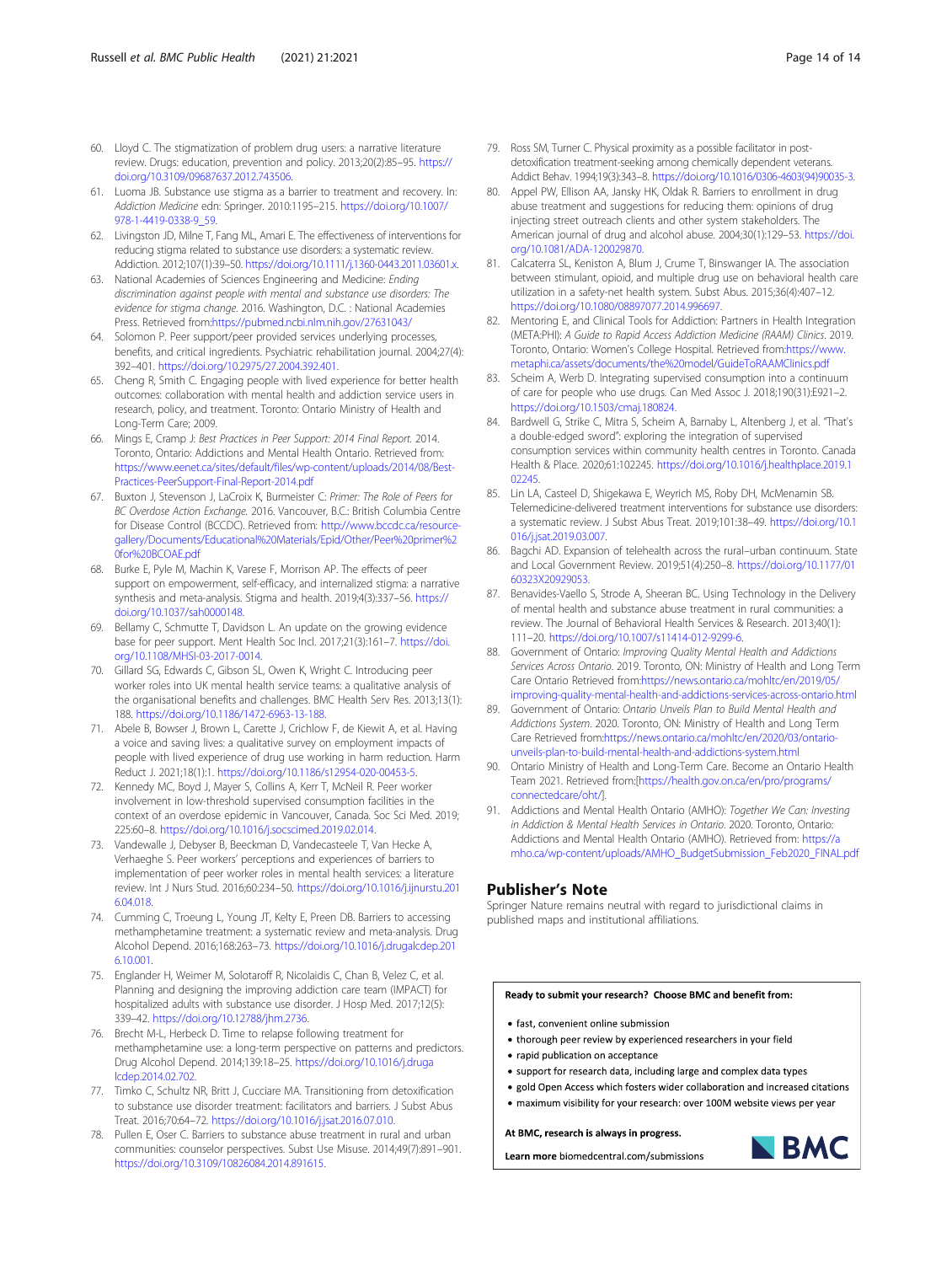60. Lloyd C. The stigmatization of problem drug users: a narrative literature review. Drugs: education, prevention and policy. 2013;20(2):85–95. https://doi.org/10.3109/09687637.2012.743506.
61. Luoma JB. Substance use stigma as a barrier to treatment and recovery. In: *Addiction Medicine* edn: Springer. 2010:1195–215. https://doi.org/10.1007/978-1-4419-0338-9_59.
62. Livingston JD, Milne T, Fang ML, Amari E. The effectiveness of interventions for reducing stigma related to substance use disorders: a systematic review. Addiction. 2012;107(1):39–50. https://doi.org/10.1111/j.1360-0443.2011.03601.x.
63. National Academies of Sciences Engineering and Medicine: *Ending discrimination against people with mental and substance use disorders: The evidence for stigma change*. 2016. Washington, D.C. : National Academies Press. Retrieved from:https://pubmed.ncbi.nlm.nih.gov/27631043/
64. Solomon P. Peer support/peer provided services underlying processes, benefits, and critical ingredients. Psychiatric rehabilitation journal. 2004;27(4):392–401. https://doi.org/10.2975/27.2004.392.401.
65. Cheng R, Smith C. Engaging people with lived experience for better health outcomes: collaboration with mental health and addiction service users in research, policy, and treatment. Toronto: Ontario Ministry of Health and Long-Term Care; 2009.
66. Mings E, Cramp J: *Best Practices in Peer Support: 2014 Final Report*. 2014. Toronto, Ontario: Addictions and Mental Health Ontario. Retrieved from: https://www.eenet.ca/sites/default/files/wp-content/uploads/2014/08/Best-Practices-PeerSupport-Final-Report-2014.pdf
67. Buxton J, Stevenson J, LaCroix K, Burmeister C: *Primer: The Role of Peers for BC Overdose Action Exchange*. 2016. Vancouver, B.C.: British Columbia Centre for Disease Control (BCCDC). Retrieved from: http://www.bccdc.ca/resource-gallery/Documents/Educational%20Materials/Epid/Other/Peer%20primer%20for%20BCOAE.pdf
68. Burke E, Pyle M, Machin K, Varese F, Morrison AP. The effects of peer support on empowerment, self-efficacy, and internalized stigma: a narrative synthesis and meta-analysis. Stigma and health. 2019;4(3):337–56. https://doi.org/10.1037/sah0000148.
69. Bellamy C, Schmutte T, Davidson L. An update on the growing evidence base for peer support. Ment Health Soc Incl. 2017;21(3):161–7. https://doi.org/10.1108/MHSI-03-2017-0014.
70. Gillard SG, Edwards C, Gibson SL, Owen K, Wright C. Introducing peer worker roles into UK mental health service teams: a qualitative analysis of the organisational benefits and challenges. BMC Health Serv Res. 2013;13(1):188. https://doi.org/10.1186/1472-6963-13-188.
71. Abele B, Bowser J, Brown L, Carette J, Crichlow F, de Kiewit A, et al. Having a voice and saving lives: a qualitative survey on employment impacts of people with lived experience of drug use working in harm reduction. Harm Reduct J. 2021;18(1):1. https://doi.org/10.1186/s12954-020-00453-5.
72. Kennedy MC, Boyd J, Mayer S, Collins A, Kerr T, McNeil R. Peer worker involvement in low-threshold supervised consumption facilities in the context of an overdose epidemic in Vancouver, Canada. Soc Sci Med. 2019;225:60–8. https://doi.org/10.1016/j.socscimed.2019.02.014.
73. Vandewalle J, Debyser B, Beeckman D, Vandecasteele T, Van Hecke A, Verhaeghe S. Peer workers' perceptions and experiences of barriers to implementation of peer worker roles in mental health services: a literature review. Int J Nurs Stud. 2016;60:234–50. https://doi.org/10.1016/j.ijnurstu.2016.04.018.
74. Cumming C, Troeung L, Young JT, Kelty E, Preen DB. Barriers to accessing methamphetamine treatment: a systematic review and meta-analysis. Drug Alcohol Depend. 2016;168:263–73. https://doi.org/10.1016/j.drugalcdep.2016.10.001.
75. Englander H, Weimer M, Solotaroff R, Nicolaidis C, Chan B, Velez C, et al. Planning and designing the improving addiction care team (IMPACT) for hospitalized adults with substance use disorder. J Hosp Med. 2017;12(5):339–42. https://doi.org/10.12788/jhm.2736.
76. Brecht M-L, Herbeck D. Time to relapse following treatment for methamphetamine use: a long-term perspective on patterns and predictors. Drug Alcohol Depend. 2014;139:18–25. https://doi.org/10.1016/j.drugalcdep.2014.02.702.
77. Timko C, Schultz NR, Britt J, Cucciare MA. Transitioning from detoxification to substance use disorder treatment: facilitators and barriers. J Subst Abus Treat. 2016;70:64–72. https://doi.org/10.1016/j.jsat.2016.07.010.
78. Pullen E, Oser C. Barriers to substance abuse treatment in rural and urban communities: counselor perspectives. Subst Use Misuse. 2014;49(7):891–901. https://doi.org/10.3109/10826084.2014.891615.
79. Ross SM, Turner C. Physical proximity as a possible facilitator in post-detoxification treatment-seeking among chemically dependent veterans. Addict Behav. 1994;19(3):343–8. https://doi.org/10.1016/0306-4603(94)90035-3.
80. Appel PW, Ellison AA, Jansky HK, Oldak R. Barriers to enrollment in drug abuse treatment and suggestions for reducing them: opinions of drug injecting street outreach clients and other system stakeholders. The American journal of drug and alcohol abuse. 2004;30(1):129–53. https://doi.org/10.1081/ADA-120029870.
81. Calcaterra SL, Keniston A, Blum J, Crume T, Binswanger IA. The association between stimulant, opioid, and multiple drug use on behavioral health care utilization in a safety-net health system. Subst Abus. 2015;36(4):407–12. https://doi.org/10.1080/08897077.2014.996697.
82. Mentoring E, and Clinical Tools for Addiction: Partners in Health Integration (META:PHI): *A Guide to Rapid Access Addiction Medicine (RAAM) Clinics*. 2019. Toronto, Ontario: Women's College Hospital. Retrieved from:https://www.metaphi.ca/assets/documents/the%20model/GuideToRAAMClinics.pdf
83. Scheim A, Werb D. Integrating supervised consumption into a continuum of care for people who use drugs. Can Med Assoc J. 2018;190(31):E921–2. https://doi.org/10.1503/cmaj.180824.
84. Bardwell G, Strike C, Mitra S, Scheim A, Barnaby L, Altenberg J, et al. "That's a double-edged sword": exploring the integration of supervised consumption services within community health centres in Toronto. Canada Health & Place. 2020;61:102245. https://doi.org/10.1016/j.healthplace.2019.102245.
85. Lin LA, Casteel D, Shigekawa E, Weyrich MS, Roby DH, McMenamin SB. Telemedicine-delivered treatment interventions for substance use disorders: a systematic review. J Subst Abus Treat. 2019;101:38–49. https://doi.org/10.1016/j.jsat.2019.03.007.
86. Bagchi AD. Expansion of telehealth across the rural–urban continuum. State and Local Government Review. 2019;51(4):250–8. https://doi.org/10.1177/0160323X20929053.
87. Benavides-Vaello S, Strode A, Sheeran BC. Using Technology in the Delivery of mental health and substance abuse treatment in rural communities: a review. The Journal of Behavioral Health Services & Research. 2013;40(1):111–20. https://doi.org/10.1007/s11414-012-9299-6.
88. Government of Ontario: *Improving Quality Mental Health and Addictions Services Across Ontario*. 2019. Toronto, ON: Ministry of Health and Long Term Care Ontario Retrieved from:https://news.ontario.ca/mohltc/en/2019/05/improving-quality-mental-health-and-addictions-services-across-ontario.html
89. Government of Ontario: *Ontario Unveils Plan to Build Mental Health and Addictions System*. 2020. Toronto, ON: Ministry of Health and Long Term Care Retrieved from:https://news.ontario.ca/mohltc/en/2020/03/ontario-unveils-plan-to-build-mental-health-and-addictions-system.html
90. Ontario Ministry of Health and Long-Term Care. Become an Ontario Health Team 2021. Retrieved from:[https://health.gov.on.ca/en/pro/programs/connectedcare/oht/].
91. Addictions and Mental Health Ontario (AMHO): *Together We Can: Investing in Addiction & Mental Health Services in Ontario*. 2020. Toronto, Ontario: Addictions and Mental Health Ontario (AMHO). Retrieved from: https://amho.ca/wp-content/uploads/AMHO_BudgetSubmission_Feb2020_FINAL.pdf

## Publisher's Note

Springer Nature remains neutral with regard to jurisdictional claims in published maps and institutional affiliations.

**Ready to submit your research? Choose BMC and benefit from:**

- fast, convenient online submission
- thorough peer review by experienced researchers in your field
- rapid publication on acceptance
- support for research data, including large and complex data types
- gold Open Access which fosters wider collaboration and increased citations
- maximum visibility for your research: over 100M website views per year

**At BMC, research is always in progress.**

**Learn more** biomedcentral.com/submissions